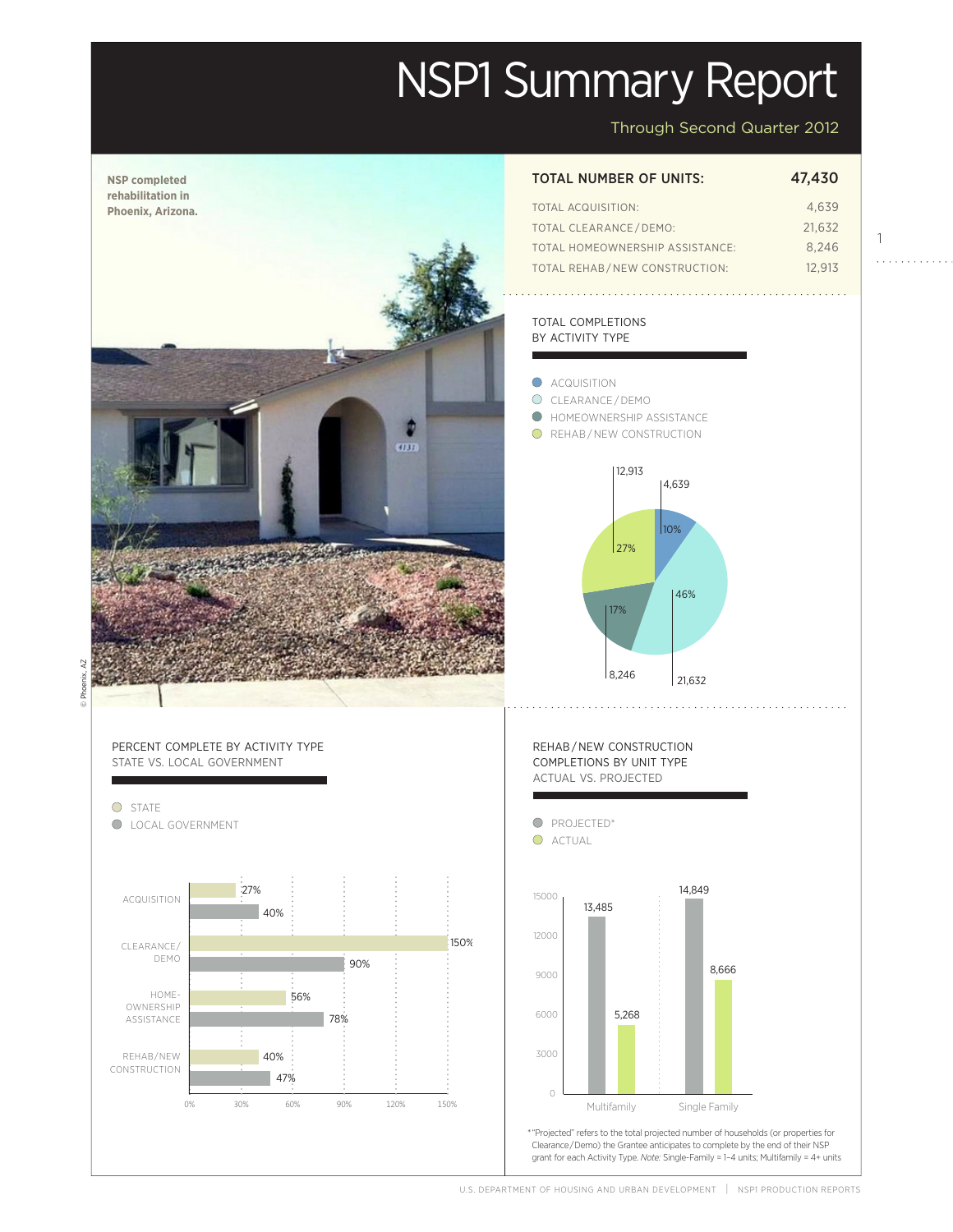# NSP1 Summary Report

Through Second Quarter 2012

NSP completed rehabilitation in Phoenix, Arizona.

© Phoenix, AZ

| TOTAL NUMBER OF UNITS: | 47,430 |
|---|---|
| TOTAL ACQUISITION: | 4,639 |
| TOTAL CLEARANCE / DEMO: | 21,632 |
| TOTAL HOMEOWNERSHIP ASSISTANCE: | 8,246 |
| TOTAL REHAB / NEW CONSTRUCTION: | 12,913 |

## TOTAL COMPLETIONS BY ACTIVITY TYPE

| Activity | Units | Percent |
|---|---|---|
| ACQUISITION | 4,639 | 10% |
| CLEARANCE / DEMO | 21,632 | 46% |
| HOMEOWNERSHIP ASSISTANCE | 8,246 | 17% |
| REHAB / NEW CONSTRUCTION | 12,913 | 27% |

## PERCENT COMPLETE BY ACTIVITY TYPE STATE VS. LOCAL GOVERNMENT

| Activity | State | Local Government |
|---|---|---|
| ACQUISITION | 27% | 40% |
| CLEARANCE/DEMO | 150% | 90% |
| HOMEOWNERSHIP ASSISTANCE | 56% | 78% |
| REHAB/NEW CONSTRUCTION | 40% | 47% |

## REHAB / NEW CONSTRUCTION COMPLETIONS BY UNIT TYPE ACTUAL VS. PROJECTED

| Unit Type | Projected* | Actual |
|---|---|---|
| Multifamily | 13,485 | 5,268 |
| Single Family | 14,849 | 8,666 |

*"Projected" refers to the total projected number of households (or properties for Clearance/Demo) the Grantee anticipates to complete by the end of their NSP grant for each Activity Type. *Note:* Single-Family = 1–4 units; Multifamily = 4+ units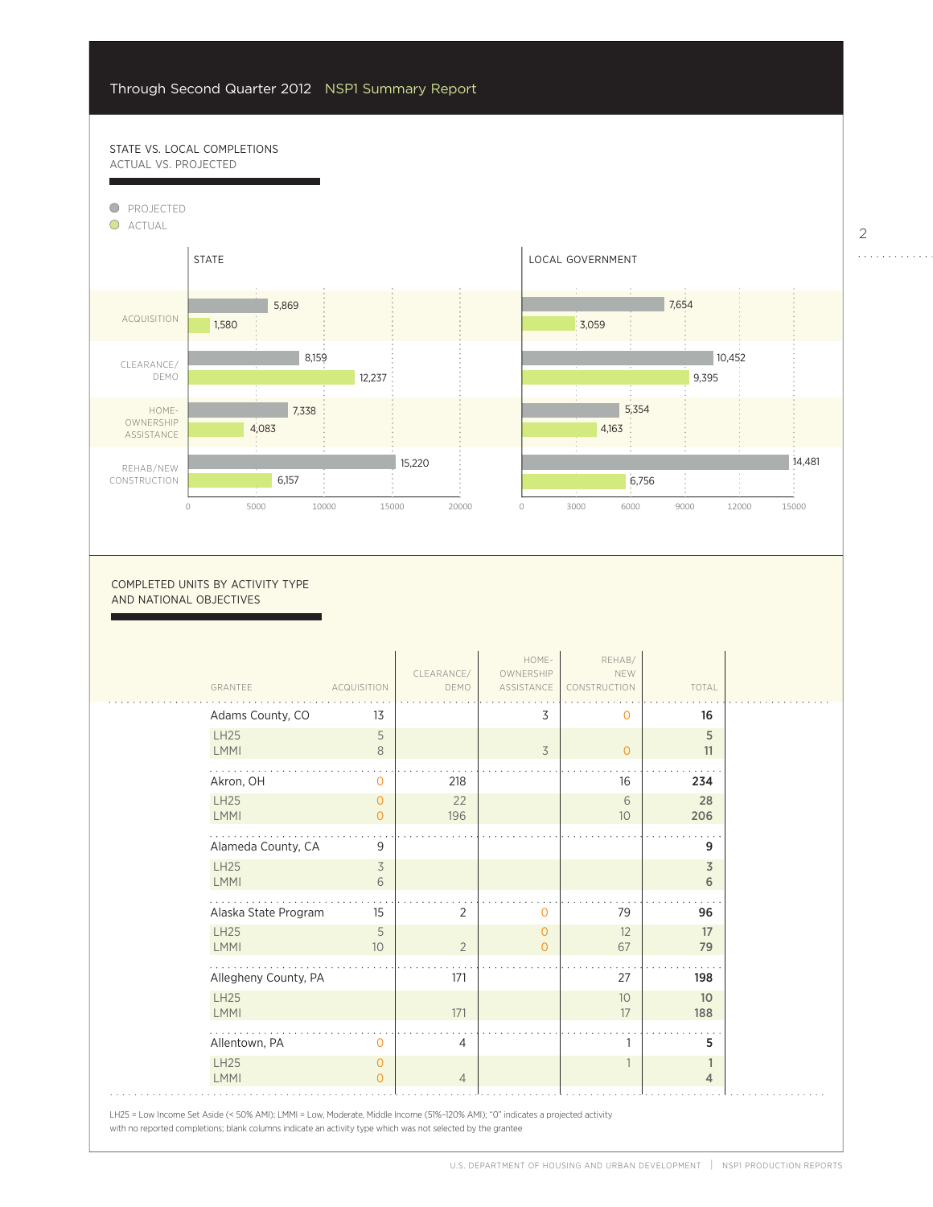Through Second Quarter 2012 NSP1 Summary Report

## STATE VS. LOCAL COMPLETIONS
ACTUAL VS. PROJECTED

PROJECTED
ACTUAL

| | STATE Projected | STATE Actual | LOCAL GOVERNMENT Projected | LOCAL GOVERNMENT Actual |
|---|---|---|---|---|
| ACQUISITION | 5,869 | 1,580 | 7,654 | 3,059 |
| CLEARANCE/ DEMO | 8,159 | 12,237 | 10,452 | 9,395 |
| HOME-OWNERSHIP ASSISTANCE | 7,338 | 4,083 | 5,354 | 4,163 |
| REHAB/NEW CONSTRUCTION | 15,220 | 6,157 | 14,481 | 6,756 |

## COMPLETED UNITS BY ACTIVITY TYPE AND NATIONAL OBJECTIVES

| GRANTEE | ACQUISITION | CLEARANCE/ DEMO | HOME-OWNERSHIP ASSISTANCE | REHAB/ NEW CONSTRUCTION | TOTAL |
|---|---|---|---|---|---|
| Adams County, CO | 13 | | 3 | 0 | **16** |
| LH25 | 5 | | | | **5** |
| LMMI | 8 | | 3 | 0 | **11** |
| Akron, OH | 0 | 218 | | 16 | **234** |
| LH25 | 0 | 22 | | 6 | **28** |
| LMMI | 0 | 196 | | 10 | **206** |
| Alameda County, CA | 9 | | | | **9** |
| LH25 | 3 | | | | **3** |
| LMMI | 6 | | | | **6** |
| Alaska State Program | 15 | 2 | 0 | 79 | **96** |
| LH25 | 5 | | 0 | 12 | **17** |
| LMMI | 10 | 2 | 0 | 67 | **79** |
| Allegheny County, PA | | 171 | | 27 | **198** |
| LH25 | | | | 10 | **10** |
| LMMI | | 171 | | 17 | **188** |
| Allentown, PA | 0 | 4 | | 1 | **5** |
| LH25 | 0 | | | 1 | **1** |
| LMMI | 0 | 4 | | | **4** |

LH25 = Low Income Set Aside (< 50% AMI); LMMI = Low, Moderate, Middle Income (51%–120% AMI); "0" indicates a projected activity with no reported completions; blank columns indicate an activity type which was not selected by the grantee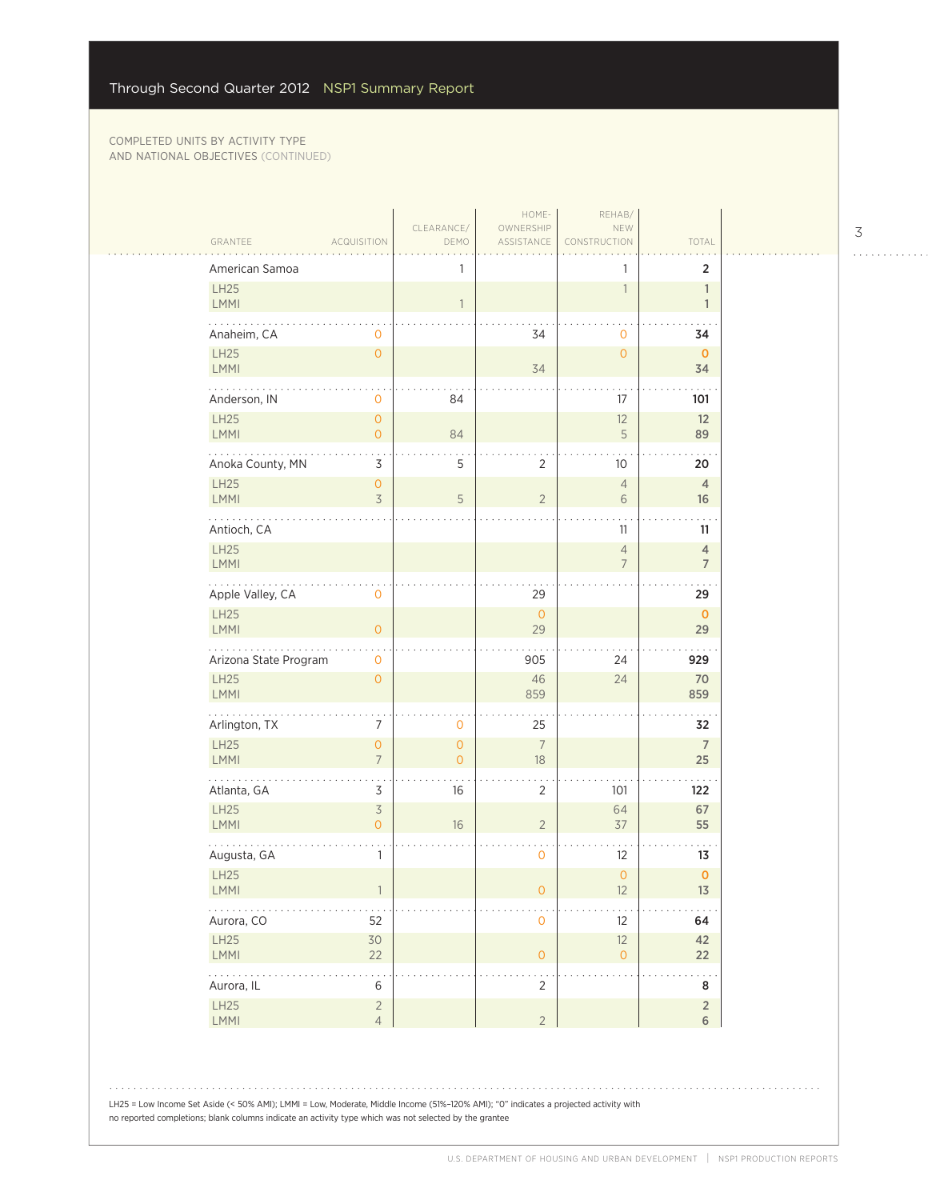COMPLETED UNITS BY ACTIVITY TYPE
AND NATIONAL OBJECTIVES (CONTINUED)

| GRANTEE | ACQUISITION | CLEARANCE/ DEMO | HOME-OWNERSHIP ASSISTANCE | REHAB/ NEW CONSTRUCTION | TOTAL |
|---|---|---|---|---|---|
| American Samoa | | 1 | | 1 | **2** |
| LH25 | | | | 1 | 1 |
| LMMI | | 1 | | | 1 |
| Anaheim, CA | 0 | | 34 | 0 | **34** |
| LH25 | 0 | | | 0 | 0 |
| LMMI | | | 34 | | 34 |
| Anderson, IN | 0 | 84 | | 17 | **101** |
| LH25 | 0 | | | 12 | 12 |
| LMMI | 0 | 84 | | 5 | 89 |
| Anoka County, MN | 3 | 5 | 2 | 10 | **20** |
| LH25 | 0 | | | 4 | 4 |
| LMMI | 3 | 5 | 2 | 6 | 16 |
| Antioch, CA | | | | 11 | **11** |
| LH25 | | | | 4 | 4 |
| LMMI | | | | 7 | 7 |
| Apple Valley, CA | 0 | | 29 | | **29** |
| LH25 | | | 0 | | 0 |
| LMMI | 0 | | 29 | | 29 |
| Arizona State Program | 0 | | 905 | 24 | **929** |
| LH25 | 0 | | 46 | 24 | 70 |
| LMMI | | | 859 | | 859 |
| Arlington, TX | 7 | 0 | 25 | | **32** |
| LH25 | 0 | 0 | 7 | | 7 |
| LMMI | 7 | 0 | 18 | | 25 |
| Atlanta, GA | 3 | 16 | 2 | 101 | **122** |
| LH25 | 3 | | | 64 | 67 |
| LMMI | 0 | 16 | 2 | 37 | 55 |
| Augusta, GA | 1 | | 0 | 12 | **13** |
| LH25 | | | | 0 | 0 |
| LMMI | 1 | | 0 | 12 | 13 |
| Aurora, CO | 52 | | 0 | 12 | **64** |
| LH25 | 30 | | | 12 | 42 |
| LMMI | 22 | | 0 | 0 | 22 |
| Aurora, IL | 6 | | 2 | | **8** |
| LH25 | 2 | | | | 2 |
| LMMI | 4 | | 2 | | 6 |

LH25 = Low Income Set Aside (< 50% AMI); LMMI = Low, Moderate, Middle Income (51%–120% AMI); "0" indicates a projected activity with no reported completions; blank columns indicate an activity type which was not selected by the grantee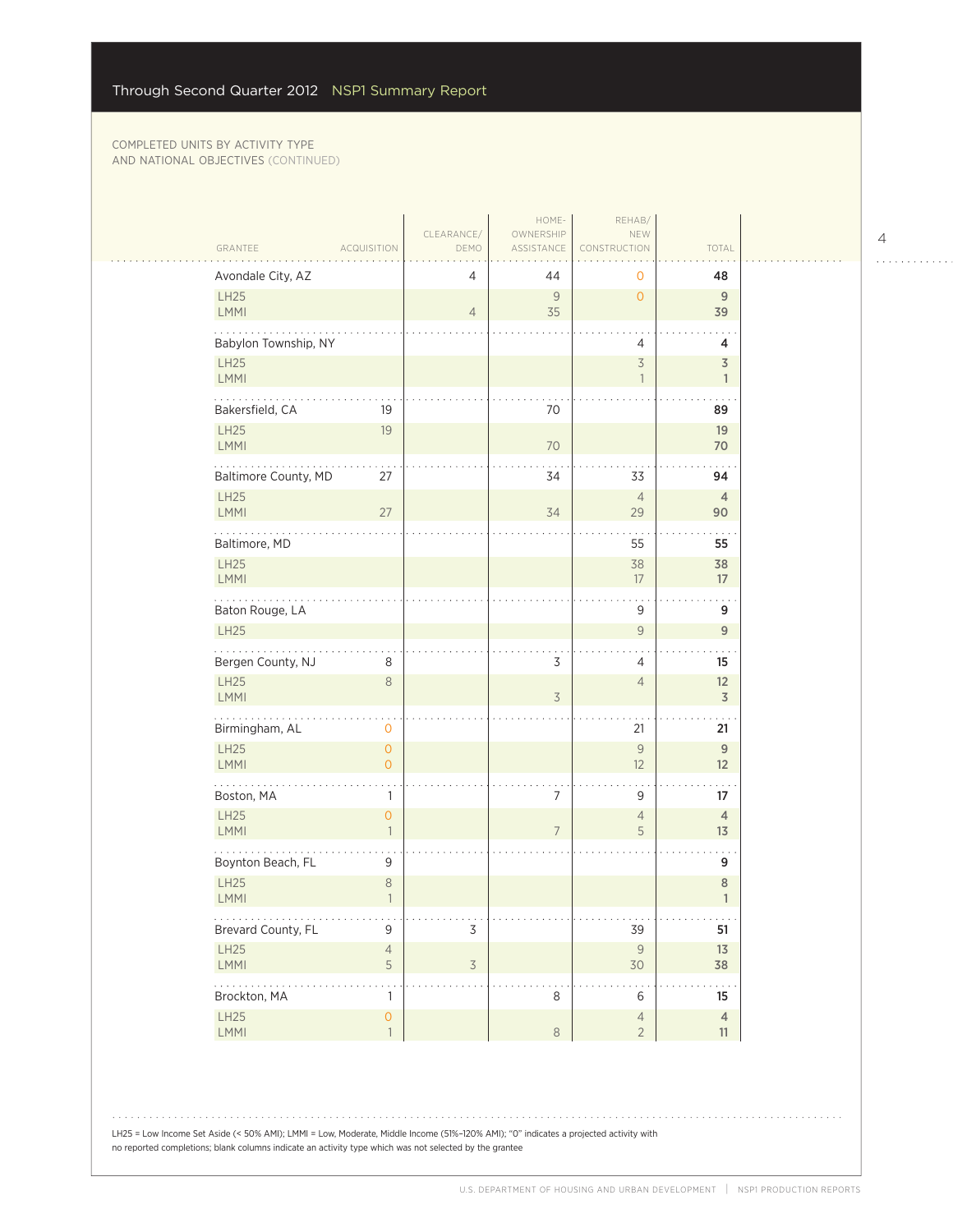Through Second Quarter 2012 NSP1 Summary Report

COMPLETED UNITS BY ACTIVITY TYPE
AND NATIONAL OBJECTIVES (CONTINUED)

| GRANTEE | ACQUISITION | CLEARANCE/ DEMO | HOME-OWNERSHIP ASSISTANCE | REHAB/ NEW CONSTRUCTION | TOTAL |
|---|---|---|---|---|---|
| Avondale City, AZ | | 4 | 44 | 0 | 48 |
| LH25 | | | 9 | 0 | 9 |
| LMMI | | 4 | 35 | | 39 |
| Babylon Township, NY | | | | 4 | 4 |
| LH25 | | | | 3 | 3 |
| LMMI | | | | 1 | 1 |
| Bakersfield, CA | 19 | | 70 | | 89 |
| LH25 | 19 | | | | 19 |
| LMMI | | | 70 | | 70 |
| Baltimore County, MD | 27 | | 34 | 33 | 94 |
| LH25 | | | | 4 | 4 |
| LMMI | 27 | | 34 | 29 | 90 |
| Baltimore, MD | | | | 55 | 55 |
| LH25 | | | | 38 | 38 |
| LMMI | | | | 17 | 17 |
| Baton Rouge, LA | | | | 9 | 9 |
| LH25 | | | | 9 | 9 |
| Bergen County, NJ | 8 | | 3 | 4 | 15 |
| LH25 | 8 | | | 4 | 12 |
| LMMI | | | 3 | | 3 |
| Birmingham, AL | 0 | | | 21 | 21 |
| LH25 | 0 | | | 9 | 9 |
| LMMI | 0 | | | 12 | 12 |
| Boston, MA | 1 | | 7 | 9 | 17 |
| LH25 | 0 | | | 4 | 4 |
| LMMI | 1 | | 7 | 5 | 13 |
| Boynton Beach, FL | 9 | | | | 9 |
| LH25 | 8 | | | | 8 |
| LMMI | 1 | | | | 1 |
| Brevard County, FL | 9 | 3 | | 39 | 51 |
| LH25 | 4 | | | 9 | 13 |
| LMMI | 5 | 3 | | 30 | 38 |
| Brockton, MA | 1 | | 8 | 6 | 15 |
| LH25 | 0 | | | 4 | 4 |
| LMMI | 1 | | 8 | 2 | 11 |

LH25 = Low Income Set Aside (< 50% AMI); LMMI = Low, Moderate, Middle Income (51%–120% AMI); "0" indicates a projected activity with no reported completions; blank columns indicate an activity type which was not selected by the grantee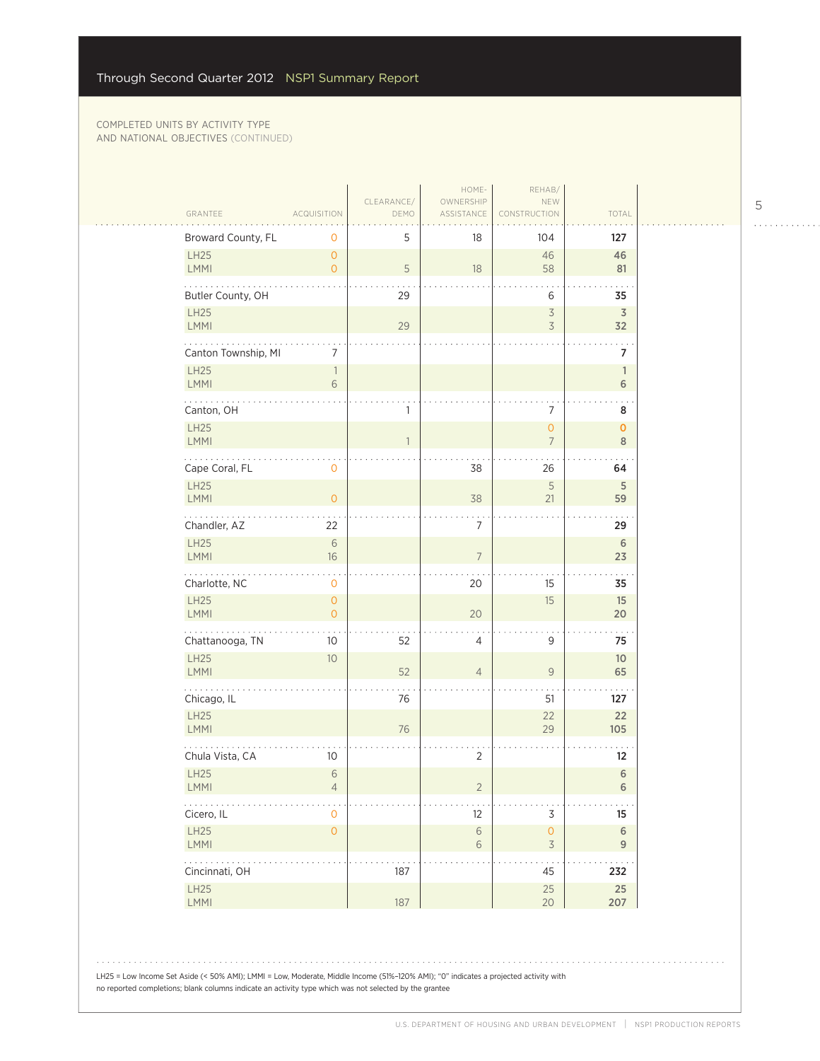Through Second Quarter 2012 NSP1 Summary Report

COMPLETED UNITS BY ACTIVITY TYPE AND NATIONAL OBJECTIVES (CONTINUED)

| GRANTEE | ACQUISITION | CLEARANCE/ DEMO | HOME-OWNERSHIP ASSISTANCE | REHAB/ NEW CONSTRUCTION | TOTAL |
|---|---|---|---|---|---|
| Broward County, FL | 0 | 5 | 18 | 104 | 127 |
| LH25 | 0 | | | 46 | 46 |
| LMMI | 0 | 5 | 18 | 58 | 81 |
| Butler County, OH | | 29 | | 6 | 35 |
| LH25 | | | | 3 | 3 |
| LMMI | | 29 | | 3 | 32 |
| Canton Township, MI | 7 | | | | 7 |
| LH25 | 1 | | | | 1 |
| LMMI | 6 | | | | 6 |
| Canton, OH | | 1 | | 7 | 8 |
| LH25 | | | | 0 | 0 |
| LMMI | | 1 | | 7 | 8 |
| Cape Coral, FL | 0 | | 38 | 26 | 64 |
| LH25 | | | | 5 | 5 |
| LMMI | 0 | | 38 | 21 | 59 |
| Chandler, AZ | 22 | | 7 | | 29 |
| LH25 | 6 | | | | 6 |
| LMMI | 16 | | 7 | | 23 |
| Charlotte, NC | 0 | | 20 | 15 | 35 |
| LH25 | 0 | | | 15 | 15 |
| LMMI | 0 | | 20 | | 20 |
| Chattanooga, TN | 10 | 52 | 4 | 9 | 75 |
| LH25 | 10 | | | | 10 |
| LMMI | | 52 | 4 | 9 | 65 |
| Chicago, IL | | 76 | | 51 | 127 |
| LH25 | | | | 22 | 22 |
| LMMI | | 76 | | 29 | 105 |
| Chula Vista, CA | 10 | | 2 | | 12 |
| LH25 | 6 | | | | 6 |
| LMMI | 4 | | 2 | | 6 |
| Cicero, IL | 0 | | 12 | 3 | 15 |
| LH25 | 0 | | 6 | 0 | 6 |
| LMMI | | | 6 | 3 | 9 |
| Cincinnati, OH | | 187 | | 45 | 232 |
| LH25 | | | | 25 | 25 |
| LMMI | | 187 | | 20 | 207 |

LH25 = Low Income Set Aside (< 50% AMI); LMMI = Low, Moderate, Middle Income (51%–120% AMI); "0" indicates a projected activity with no reported completions; blank columns indicate an activity type which was not selected by the grantee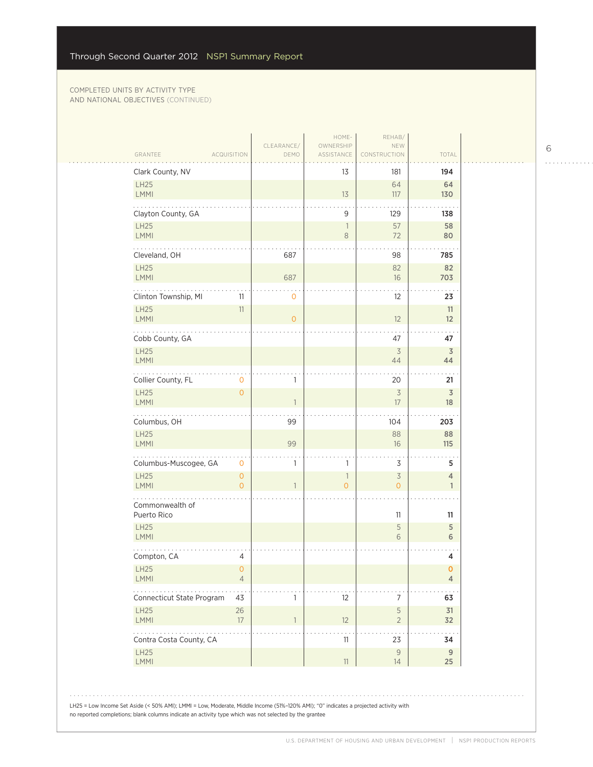COMPLETED UNITS BY ACTIVITY TYPE AND NATIONAL OBJECTIVES (CONTINUED)

| GRANTEE | ACQUISITION | CLEARANCE/ DEMO | HOME-OWNERSHIP ASSISTANCE | REHAB/ NEW CONSTRUCTION | TOTAL |
|---|---|---|---|---|---|
| **Clark County, NV** | | | 13 | 181 | **194** |
| LH25 | | | | 64 | **64** |
| LMMI | | | 13 | 117 | **130** |
| **Clayton County, GA** | | | 9 | 129 | **138** |
| LH25 | | | 1 | 57 | **58** |
| LMMI | | | 8 | 72 | **80** |
| **Cleveland, OH** | | 687 | | 98 | **785** |
| LH25 | | | | 82 | **82** |
| LMMI | | 687 | | 16 | **703** |
| **Clinton Township, MI** | 11 | 0 | | 12 | **23** |
| LH25 | 11 | | | | **11** |
| LMMI | | 0 | | 12 | **12** |
| **Cobb County, GA** | | | | 47 | **47** |
| LH25 | | | | 3 | **3** |
| LMMI | | | | 44 | **44** |
| **Collier County, FL** | 0 | 1 | | 20 | **21** |
| LH25 | 0 | | | 3 | **3** |
| LMMI | | 1 | | 17 | **18** |
| **Columbus, OH** | | 99 | | 104 | **203** |
| LH25 | | | | 88 | **88** |
| LMMI | | 99 | | 16 | **115** |
| **Columbus-Muscogee, GA** | 0 | 1 | 1 | 3 | **5** |
| LH25 | 0 | | 1 | 3 | **4** |
| LMMI | 0 | 1 | 0 | 0 | **1** |
| **Commonwealth of Puerto Rico** | | | | 11 | **11** |
| LH25 | | | | 5 | **5** |
| LMMI | | | | 6 | **6** |
| **Compton, CA** | 4 | | | | **4** |
| LH25 | 0 | | | | **0** |
| LMMI | 4 | | | | **4** |
| **Connecticut State Program** | 43 | 1 | 12 | 7 | **63** |
| LH25 | 26 | | | 5 | **31** |
| LMMI | 17 | 1 | 12 | 2 | **32** |
| **Contra Costa County, CA** | | | 11 | 23 | **34** |
| LH25 | | | | 9 | **9** |
| LMMI | | | 11 | 14 | **25** |

LH25 = Low Income Set Aside (< 50% AMI); LMMI = Low, Moderate, Middle Income (51%–120% AMI); "0" indicates a projected activity with no reported completions; blank columns indicate an activity type which was not selected by the grantee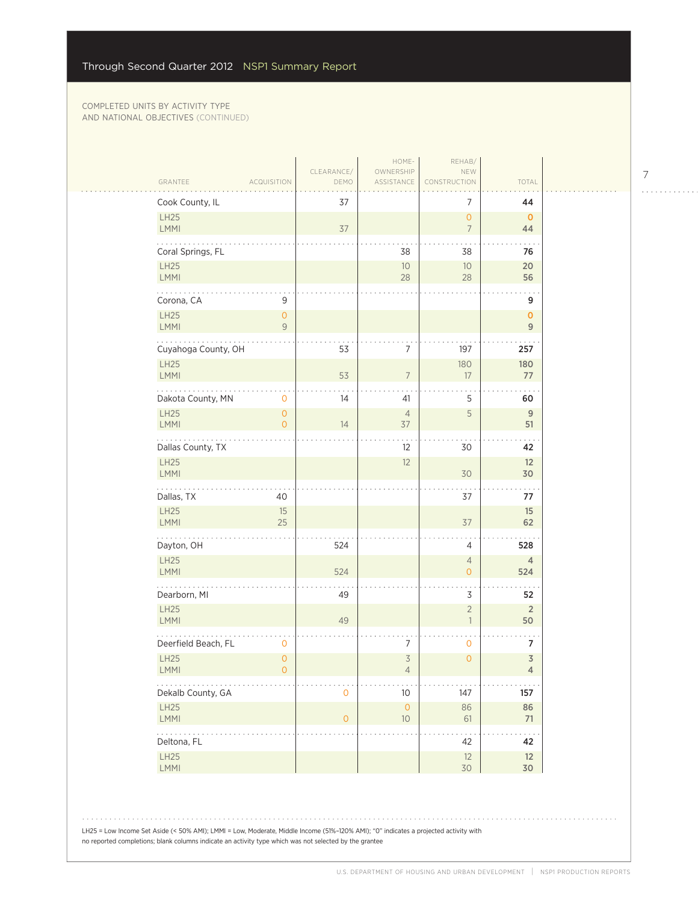COMPLETED UNITS BY ACTIVITY TYPE AND NATIONAL OBJECTIVES (CONTINUED)

| GRANTEE | ACQUISITION | CLEARANCE/ DEMO | HOME-OWNERSHIP ASSISTANCE | REHAB/ NEW CONSTRUCTION | TOTAL |
|---|---|---|---|---|---|
| Cook County, IL | | 37 | | 7 | **44** |
| LH25 | | | | 0 | **0** |
| LMMI | | 37 | | 7 | **44** |
| Coral Springs, FL | | | 38 | 38 | **76** |
| LH25 | | | 10 | 10 | **20** |
| LMMI | | | 28 | 28 | **56** |
| Corona, CA | 9 | | | | **9** |
| LH25 | 0 | | | | **0** |
| LMMI | 9 | | | | **9** |
| Cuyahoga County, OH | | 53 | 7 | 197 | **257** |
| LH25 | | | | 180 | **180** |
| LMMI | | 53 | 7 | 17 | **77** |
| Dakota County, MN | 0 | 14 | 41 | 5 | **60** |
| LH25 | 0 | | 4 | 5 | **9** |
| LMMI | 0 | 14 | 37 | | **51** |
| Dallas County, TX | | | 12 | 30 | **42** |
| LH25 | | | 12 | | **12** |
| LMMI | | | | 30 | **30** |
| Dallas, TX | 40 | | | 37 | **77** |
| LH25 | 15 | | | | **15** |
| LMMI | 25 | | | 37 | **62** |
| Dayton, OH | | 524 | | 4 | **528** |
| LH25 | | | | 4 | **4** |
| LMMI | | 524 | | 0 | **524** |
| Dearborn, MI | | 49 | | 3 | **52** |
| LH25 | | | | 2 | **2** |
| LMMI | | 49 | | 1 | **50** |
| Deerfield Beach, FL | 0 | | 7 | 0 | **7** |
| LH25 | 0 | | 3 | 0 | **3** |
| LMMI | 0 | | 4 | | **4** |
| Dekalb County, GA | | 0 | 10 | 147 | **157** |
| LH25 | | | 0 | 86 | **86** |
| LMMI | | 0 | 10 | 61 | **71** |
| Deltona, FL | | | | 42 | **42** |
| LH25 | | | | 12 | **12** |
| LMMI | | | | 30 | **30** |

LH25 = Low Income Set Aside (< 50% AMI); LMMI = Low, Moderate, Middle Income (51%–120% AMI); "0" indicates a projected activity with no reported completions; blank columns indicate an activity type which was not selected by the grantee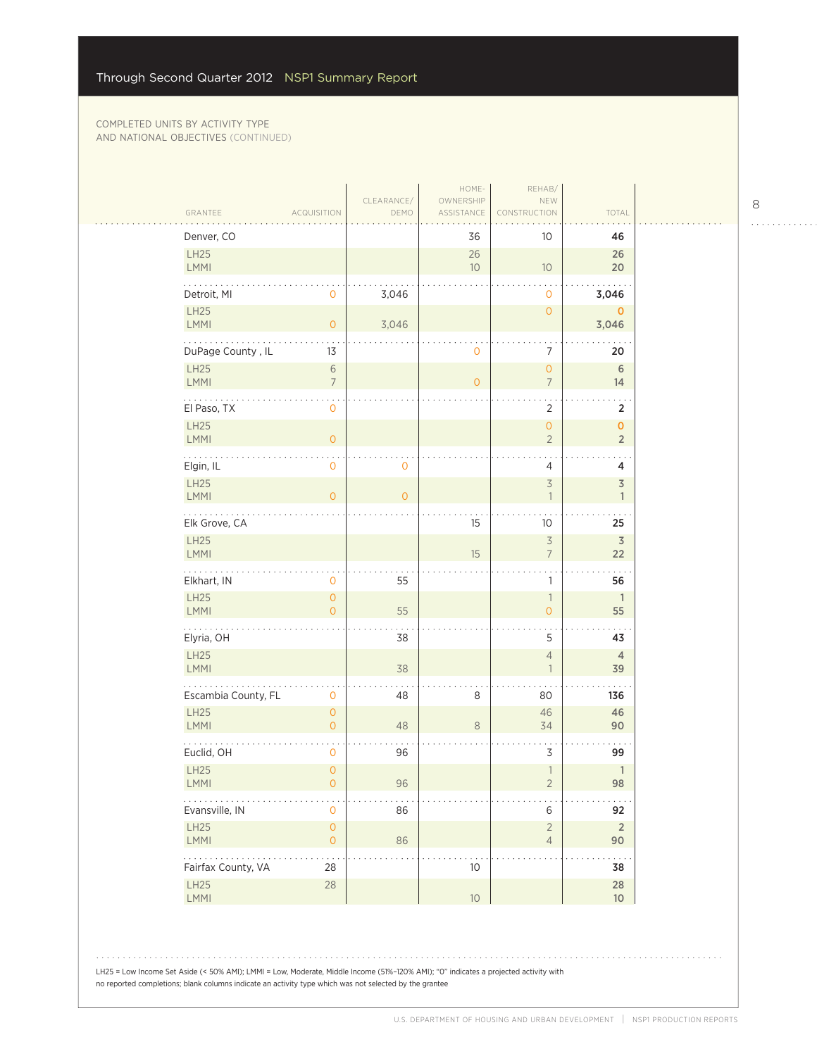COMPLETED UNITS BY ACTIVITY TYPE AND NATIONAL OBJECTIVES (CONTINUED)

| GRANTEE | ACQUISITION | CLEARANCE/ DEMO | HOME-OWNERSHIP ASSISTANCE | REHAB/ NEW CONSTRUCTION | TOTAL |
|---|---|---|---|---|---|
| Denver, CO | | | 36 | 10 | **46** |
| LH25 | | | 26 | | **26** |
| LMMI | | | 10 | 10 | **20** |
| Detroit, MI | 0 | 3,046 | | 0 | **3,046** |
| LH25 | | | | 0 | **0** |
| LMMI | 0 | 3,046 | | | **3,046** |
| DuPage County , IL | 13 | | 0 | 7 | **20** |
| LH25 | 6 | | | 0 | **6** |
| LMMI | 7 | | 0 | 7 | **14** |
| El Paso, TX | 0 | | | 2 | **2** |
| LH25 | | | | 0 | **0** |
| LMMI | 0 | | | 2 | **2** |
| Elgin, IL | 0 | 0 | | 4 | **4** |
| LH25 | | | | 3 | **3** |
| LMMI | 0 | 0 | | 1 | **1** |
| Elk Grove, CA | | | 15 | 10 | **25** |
| LH25 | | | | 3 | **3** |
| LMMI | | | 15 | 7 | **22** |
| Elkhart, IN | 0 | 55 | | 1 | **56** |
| LH25 | 0 | | | 1 | **1** |
| LMMI | 0 | 55 | | 0 | **55** |
| Elyria, OH | | 38 | | 5 | **43** |
| LH25 | | | | 4 | **4** |
| LMMI | | 38 | | 1 | **39** |
| Escambia County, FL | 0 | 48 | 8 | 80 | **136** |
| LH25 | 0 | | | 46 | **46** |
| LMMI | 0 | 48 | 8 | 34 | **90** |
| Euclid, OH | 0 | 96 | | 3 | **99** |
| LH25 | 0 | | | 1 | **1** |
| LMMI | 0 | 96 | | 2 | **98** |
| Evansville, IN | 0 | 86 | | 6 | **92** |
| LH25 | 0 | | | 2 | **2** |
| LMMI | 0 | 86 | | 4 | **90** |
| Fairfax County, VA | 28 | | 10 | | **38** |
| LH25 | 28 | | | | **28** |
| LMMI | | | 10 | | **10** |

LH25 = Low Income Set Aside (< 50% AMI); LMMI = Low, Moderate, Middle Income (51%–120% AMI); "0" indicates a projected activity with no reported completions; blank columns indicate an activity type which was not selected by the grantee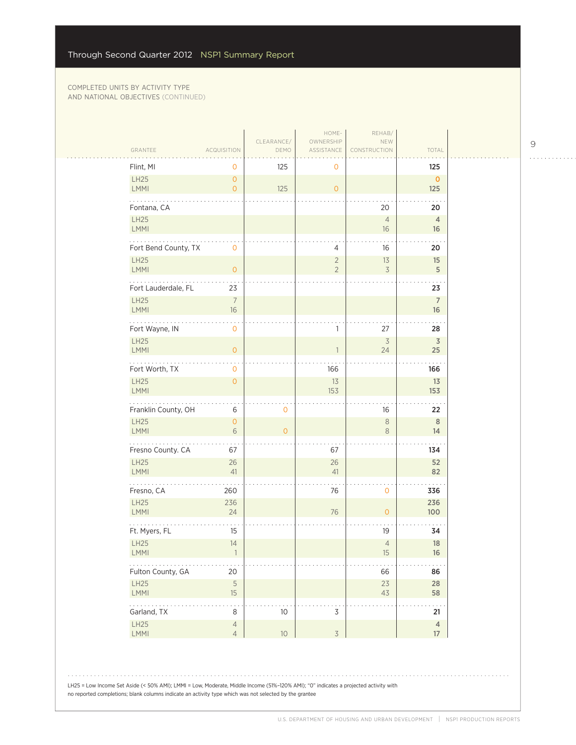COMPLETED UNITS BY ACTIVITY TYPE AND NATIONAL OBJECTIVES (CONTINUED)

| GRANTEE | ACQUISITION | CLEARANCE/ DEMO | HOME-OWNERSHIP ASSISTANCE | REHAB/ NEW CONSTRUCTION | TOTAL |
|---|---|---|---|---|---|
| Flint, MI | 0 | 125 | 0 | | 125 |
| LH25 | 0 | | | | 0 |
| LMMI | 0 | 125 | 0 | | 125 |
| Fontana, CA | | | | 20 | 20 |
| LH25 | | | | 4 | 4 |
| LMMI | | | | 16 | 16 |
| Fort Bend County, TX | 0 | | 4 | 16 | 20 |
| LH25 | | | 2 | 13 | 15 |
| LMMI | 0 | | 2 | 3 | 5 |
| Fort Lauderdale, FL | 23 | | | | 23 |
| LH25 | 7 | | | | 7 |
| LMMI | 16 | | | | 16 |
| Fort Wayne, IN | 0 | | 1 | 27 | 28 |
| LH25 | | | | 3 | 3 |
| LMMI | 0 | | 1 | 24 | 25 |
| Fort Worth, TX | 0 | | 166 | | 166 |
| LH25 | 0 | | 13 | | 13 |
| LMMI | | | 153 | | 153 |
| Franklin County, OH | 6 | 0 | | 16 | 22 |
| LH25 | 0 | | | 8 | 8 |
| LMMI | 6 | 0 | | 8 | 14 |
| Fresno County. CA | 67 | | 67 | | 134 |
| LH25 | 26 | | 26 | | 52 |
| LMMI | 41 | | 41 | | 82 |
| Fresno, CA | 260 | | 76 | 0 | 336 |
| LH25 | 236 | | | | 236 |
| LMMI | 24 | | 76 | 0 | 100 |
| Ft. Myers, FL | 15 | | | 19 | 34 |
| LH25 | 14 | | | 4 | 18 |
| LMMI | 1 | | | 15 | 16 |
| Fulton County, GA | 20 | | | 66 | 86 |
| LH25 | 5 | | | 23 | 28 |
| LMMI | 15 | | | 43 | 58 |
| Garland, TX | 8 | 10 | 3 | | 21 |
| LH25 | 4 | | | | 4 |
| LMMI | 4 | 10 | 3 | | 17 |

LH25 = Low Income Set Aside (< 50% AMI); LMMI = Low, Moderate, Middle Income (51%–120% AMI); "0" indicates a projected activity with no reported completions; blank columns indicate an activity type which was not selected by the grantee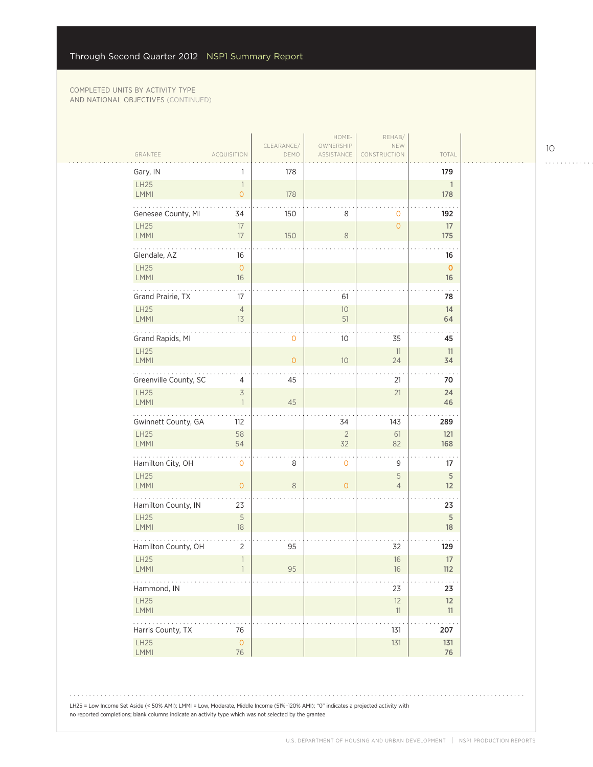COMPLETED UNITS BY ACTIVITY TYPE AND NATIONAL OBJECTIVES (CONTINUED)

| GRANTEE | ACQUISITION | CLEARANCE/ DEMO | HOME-OWNERSHIP ASSISTANCE | REHAB/ NEW CONSTRUCTION | TOTAL |
|---|---|---|---|---|---|
| Gary, IN | 1 | 178 | | | 179 |
| LH25 | 1 | | | | 1 |
| LMMI | 0 | 178 | | | 178 |
| Genesee County, MI | 34 | 150 | 8 | 0 | 192 |
| LH25 | 17 | | | 0 | 17 |
| LMMI | 17 | 150 | 8 | | 175 |
| Glendale, AZ | 16 | | | | 16 |
| LH25 | 0 | | | | 0 |
| LMMI | 16 | | | | 16 |
| Grand Prairie, TX | 17 | | 61 | | 78 |
| LH25 | 4 | | 10 | | 14 |
| LMMI | 13 | | 51 | | 64 |
| Grand Rapids, MI | | 0 | 10 | 35 | 45 |
| LH25 | | | | 11 | 11 |
| LMMI | | 0 | 10 | 24 | 34 |
| Greenville County, SC | 4 | 45 | | 21 | 70 |
| LH25 | 3 | | | 21 | 24 |
| LMMI | 1 | 45 | | | 46 |
| Gwinnett County, GA | 112 | | 34 | 143 | 289 |
| LH25 | 58 | | 2 | 61 | 121 |
| LMMI | 54 | | 32 | 82 | 168 |
| Hamilton City, OH | 0 | 8 | 0 | 9 | 17 |
| LH25 | | | | 5 | 5 |
| LMMI | 0 | 8 | 0 | 4 | 12 |
| Hamilton County, IN | 23 | | | | 23 |
| LH25 | 5 | | | | 5 |
| LMMI | 18 | | | | 18 |
| Hamilton County, OH | 2 | 95 | | 32 | 129 |
| LH25 | 1 | | | 16 | 17 |
| LMMI | 1 | 95 | | 16 | 112 |
| Hammond, IN | | | | 23 | 23 |
| LH25 | | | | 12 | 12 |
| LMMI | | | | 11 | 11 |
| Harris County, TX | 76 | | | 131 | 207 |
| LH25 | 0 | | | 131 | 131 |
| LMMI | 76 | | | | 76 |

LH25 = Low Income Set Aside (< 50% AMI); LMMI = Low, Moderate, Middle Income (51%–120% AMI); "0" indicates a projected activity with no reported completions; blank columns indicate an activity type which was not selected by the grantee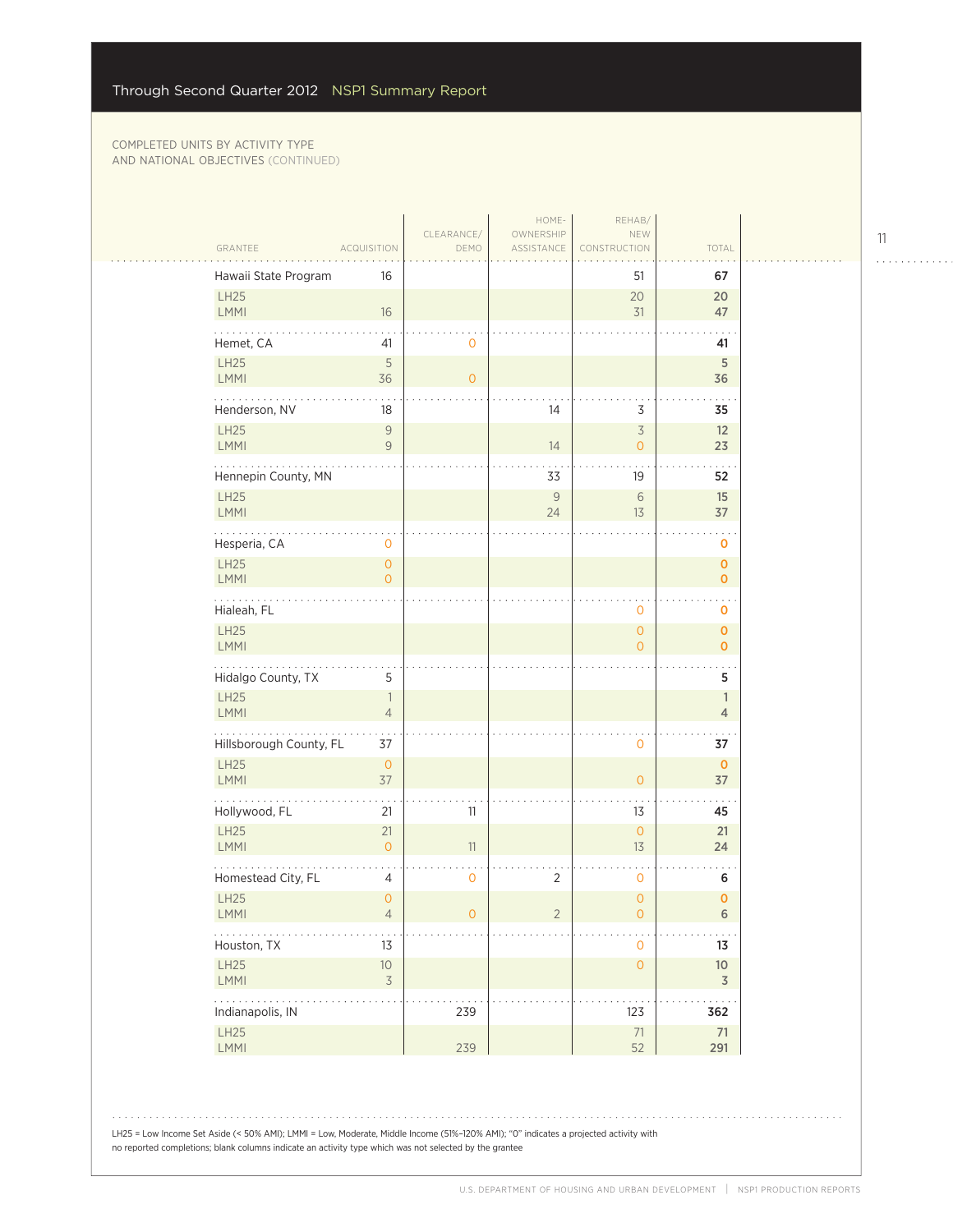COMPLETED UNITS BY ACTIVITY TYPE AND NATIONAL OBJECTIVES (CONTINUED)

| GRANTEE | ACQUISITION | CLEARANCE/ DEMO | HOME-OWNERSHIP ASSISTANCE | REHAB/ NEW CONSTRUCTION | TOTAL |
|---|---|---|---|---|---|
| Hawaii State Program | 16 | | | 51 | **67** |
| LH25 | | | | 20 | **20** |
| LMMI | 16 | | | 31 | **47** |
| Hemet, CA | 41 | 0 | | | **41** |
| LH25 | 5 | | | | **5** |
| LMMI | 36 | 0 | | | **36** |
| Henderson, NV | 18 | | 14 | 3 | **35** |
| LH25 | 9 | | | 3 | **12** |
| LMMI | 9 | | 14 | 0 | **23** |
| Hennepin County, MN | | | 33 | 19 | **52** |
| LH25 | | | 9 | 6 | **15** |
| LMMI | | | 24 | 13 | **37** |
| Hesperia, CA | 0 | | | | **0** |
| LH25 | 0 | | | | **0** |
| LMMI | 0 | | | | **0** |
| Hialeah, FL | | | | 0 | **0** |
| LH25 | | | | 0 | **0** |
| LMMI | | | | 0 | **0** |
| Hidalgo County, TX | 5 | | | | **5** |
| LH25 | 1 | | | | **1** |
| LMMI | 4 | | | | **4** |
| Hillsborough County, FL | 37 | | | 0 | **37** |
| LH25 | 0 | | | | **0** |
| LMMI | 37 | | | 0 | **37** |
| Hollywood, FL | 21 | 11 | | 13 | **45** |
| LH25 | 21 | | | 0 | **21** |
| LMMI | 0 | 11 | | 13 | **24** |
| Homestead City, FL | 4 | 0 | 2 | 0 | **6** |
| LH25 | 0 | | | 0 | **0** |
| LMMI | 4 | 0 | 2 | 0 | **6** |
| Houston, TX | 13 | | | 0 | **13** |
| LH25 | 10 | | | 0 | **10** |
| LMMI | 3 | | | | **3** |
| Indianapolis, IN | | 239 | | 123 | **362** |
| LH25 | | | | 71 | **71** |
| LMMI | | 239 | | 52 | **291** |

LH25 = Low Income Set Aside (< 50% AMI); LMMI = Low, Moderate, Middle Income (51%–120% AMI); "0" indicates a projected activity with no reported completions; blank columns indicate an activity type which was not selected by the grantee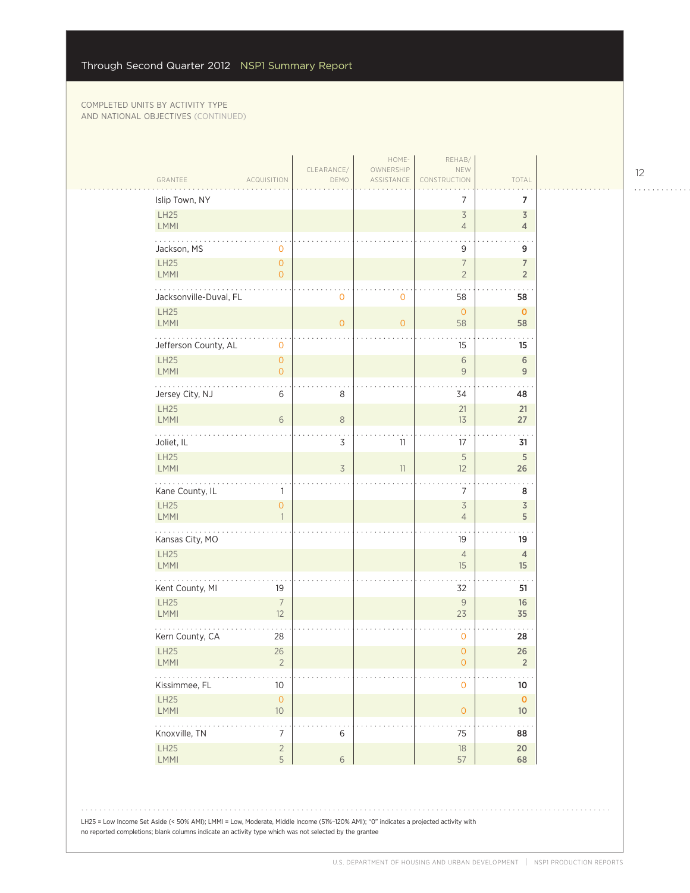COMPLETED UNITS BY ACTIVITY TYPE AND NATIONAL OBJECTIVES (CONTINUED)

| GRANTEE | ACQUISITION | CLEARANCE/ DEMO | HOME-OWNERSHIP ASSISTANCE | REHAB/ NEW CONSTRUCTION | TOTAL |
|---|---|---|---|---|---|
| Islip Town, NY | | | | 7 | 7 |
| LH25 | | | | 3 | 3 |
| LMMI | | | | 4 | 4 |
| Jackson, MS | 0 | | | 9 | 9 |
| LH25 | 0 | | | 7 | 7 |
| LMMI | 0 | | | 2 | 2 |
| Jacksonville-Duval, FL | | 0 | 0 | 58 | 58 |
| LH25 | | | | 0 | 0 |
| LMMI | | 0 | 0 | 58 | 58 |
| Jefferson County, AL | 0 | | | 15 | 15 |
| LH25 | 0 | | | 6 | 6 |
| LMMI | 0 | | | 9 | 9 |
| Jersey City, NJ | 6 | 8 | | 34 | 48 |
| LH25 | | | | 21 | 21 |
| LMMI | 6 | 8 | | 13 | 27 |
| Joliet, IL | | 3 | 11 | 17 | 31 |
| LH25 | | | | 5 | 5 |
| LMMI | | 3 | 11 | 12 | 26 |
| Kane County, IL | 1 | | | 7 | 8 |
| LH25 | 0 | | | 3 | 3 |
| LMMI | 1 | | | 4 | 5 |
| Kansas City, MO | | | | 19 | 19 |
| LH25 | | | | 4 | 4 |
| LMMI | | | | 15 | 15 |
| Kent County, MI | 19 | | | 32 | 51 |
| LH25 | 7 | | | 9 | 16 |
| LMMI | 12 | | | 23 | 35 |
| Kern County, CA | 28 | | | 0 | 28 |
| LH25 | 26 | | | 0 | 26 |
| LMMI | 2 | | | 0 | 2 |
| Kissimmee, FL | 10 | | | 0 | 10 |
| LH25 | 0 | | | | 0 |
| LMMI | 10 | | | 0 | 10 |
| Knoxville, TN | 7 | 6 | | 75 | 88 |
| LH25 | 2 | | | 18 | 20 |
| LMMI | 5 | 6 | | 57 | 68 |

LH25 = Low Income Set Aside (< 50% AMI); LMMI = Low, Moderate, Middle Income (51%–120% AMI); "0" indicates a projected activity with no reported completions; blank columns indicate an activity type which was not selected by the grantee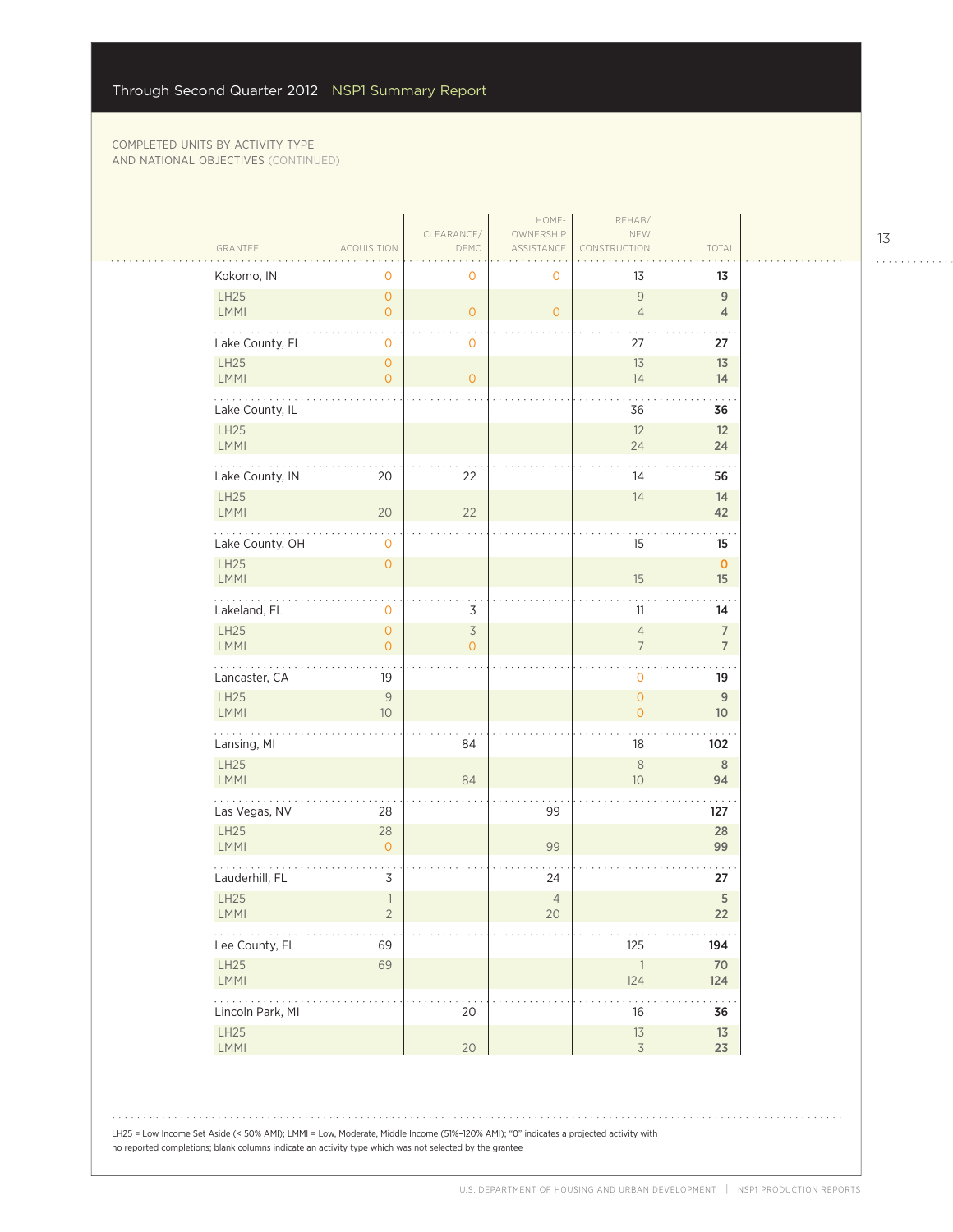COMPLETED UNITS BY ACTIVITY TYPE AND NATIONAL OBJECTIVES (CONTINUED)

| GRANTEE | ACQUISITION | CLEARANCE/ DEMO | HOME-OWNERSHIP ASSISTANCE | REHAB/ NEW CONSTRUCTION | TOTAL |
|---|---|---|---|---|---|
| **Kokomo, IN** | 0 | 0 | 0 | 13 | **13** |
| LH25 | 0 | | | 9 | 9 |
| LMMI | 0 | 0 | 0 | 4 | 4 |
| **Lake County, FL** | 0 | 0 | | 27 | **27** |
| LH25 | 0 | | | 13 | 13 |
| LMMI | 0 | 0 | | 14 | 14 |
| **Lake County, IL** | | | | 36 | **36** |
| LH25 | | | | 12 | 12 |
| LMMI | | | | 24 | 24 |
| **Lake County, IN** | 20 | 22 | | 14 | **56** |
| LH25 | | | | 14 | 14 |
| LMMI | 20 | 22 | | | 42 |
| **Lake County, OH** | 0 | | | 15 | **15** |
| LH25 | 0 | | | | 0 |
| LMMI | | | | 15 | 15 |
| **Lakeland, FL** | 0 | 3 | | 11 | **14** |
| LH25 | 0 | 3 | | 4 | 7 |
| LMMI | 0 | 0 | | 7 | 7 |
| **Lancaster, CA** | 19 | | | 0 | **19** |
| LH25 | 9 | | | 0 | 9 |
| LMMI | 10 | | | 0 | 10 |
| **Lansing, MI** | | 84 | | 18 | **102** |
| LH25 | | | | 8 | 8 |
| LMMI | | 84 | | 10 | 94 |
| **Las Vegas, NV** | 28 | | 99 | | **127** |
| LH25 | 28 | | | | 28 |
| LMMI | 0 | | 99 | | 99 |
| **Lauderhill, FL** | 3 | | 24 | | **27** |
| LH25 | 1 | | 4 | | 5 |
| LMMI | 2 | | 20 | | 22 |
| **Lee County, FL** | 69 | | | 125 | **194** |
| LH25 | 69 | | | 1 | 70 |
| LMMI | | | | 124 | 124 |
| **Lincoln Park, MI** | | 20 | | 16 | **36** |
| LH25 | | | | 13 | 13 |
| LMMI | | 20 | | 3 | 23 |

LH25 = Low Income Set Aside (< 50% AMI); LMMI = Low, Moderate, Middle Income (51%–120% AMI); "0" indicates a projected activity with no reported completions; blank columns indicate an activity type which was not selected by the grantee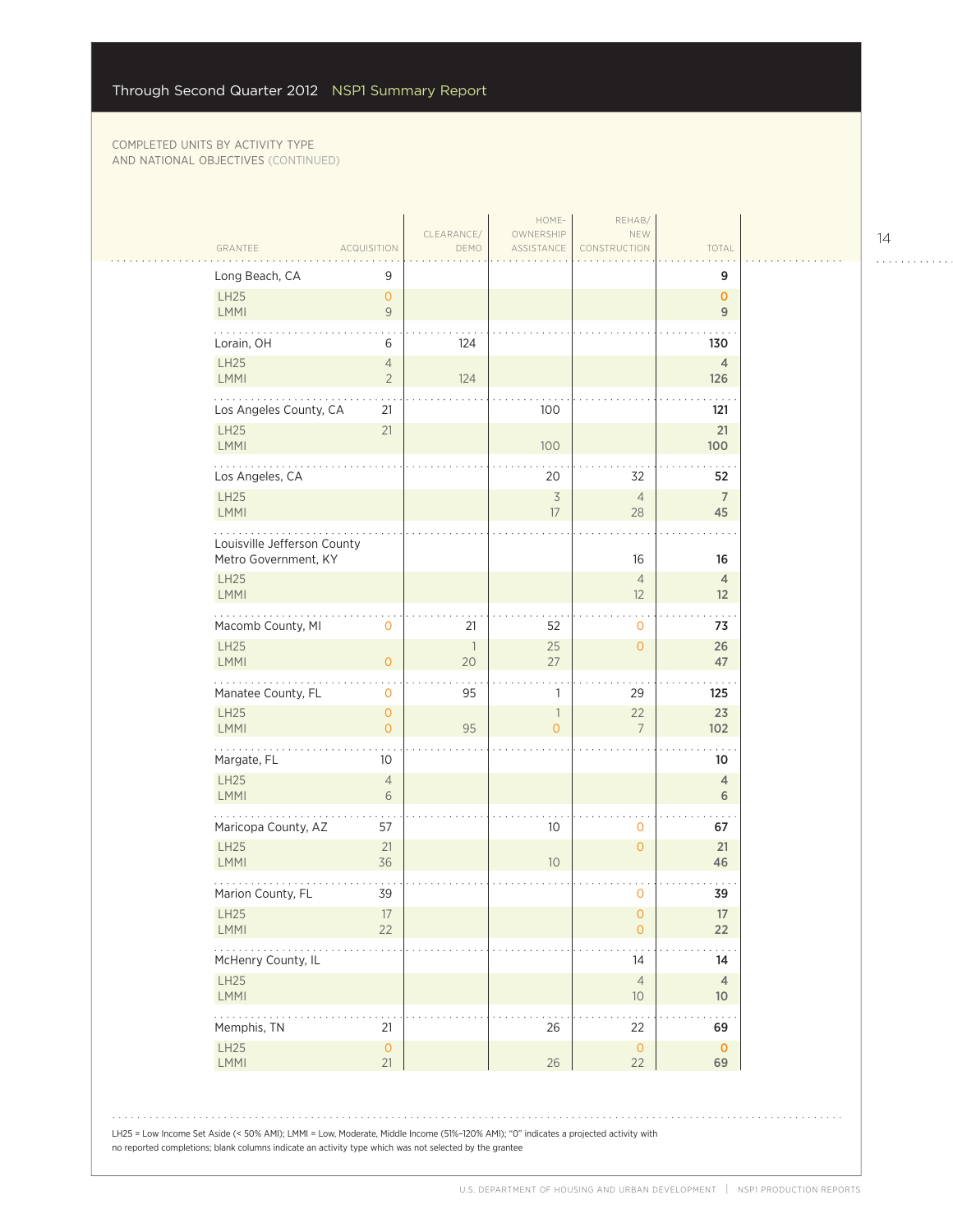Through Second Quarter 2012 NSP1 Summary Report

COMPLETED UNITS BY ACTIVITY TYPE AND NATIONAL OBJECTIVES (CONTINUED)

| GRANTEE | ACQUISITION | CLEARANCE/ DEMO | HOME-OWNERSHIP ASSISTANCE | REHAB/ NEW CONSTRUCTION | TOTAL |
|---|---|---|---|---|---|
| Long Beach, CA | 9 | | | | **9** |
| LH25 | 0 | | | | **0** |
| LMMI | 9 | | | | **9** |
| Lorain, OH | 6 | 124 | | | **130** |
| LH25 | 4 | | | | **4** |
| LMMI | 2 | 124 | | | **126** |
| Los Angeles County, CA | 21 | | 100 | | **121** |
| LH25 | 21 | | | | **21** |
| LMMI | | | 100 | | **100** |
| Los Angeles, CA | | | 20 | 32 | **52** |
| LH25 | | | 3 | 4 | **7** |
| LMMI | | | 17 | 28 | **45** |
| Louisville Jefferson County Metro Government, KY | | | | 16 | **16** |
| LH25 | | | | 4 | **4** |
| LMMI | | | | 12 | **12** |
| Macomb County, MI | 0 | 21 | 52 | 0 | **73** |
| LH25 | | 1 | 25 | 0 | **26** |
| LMMI | 0 | 20 | 27 | | **47** |
| Manatee County, FL | 0 | 95 | 1 | 29 | **125** |
| LH25 | 0 | | 1 | 22 | **23** |
| LMMI | 0 | 95 | 0 | 7 | **102** |
| Margate, FL | 10 | | | | **10** |
| LH25 | 4 | | | | **4** |
| LMMI | 6 | | | | **6** |
| Maricopa County, AZ | 57 | | 10 | 0 | **67** |
| LH25 | 21 | | | 0 | **21** |
| LMMI | 36 | | 10 | | **46** |
| Marion County, FL | 39 | | | 0 | **39** |
| LH25 | 17 | | | 0 | **17** |
| LMMI | 22 | | | 0 | **22** |
| McHenry County, IL | | | | 14 | **14** |
| LH25 | | | | 4 | **4** |
| LMMI | | | | 10 | **10** |
| Memphis, TN | 21 | | 26 | 22 | **69** |
| LH25 | 0 | | | 0 | **0** |
| LMMI | 21 | | 26 | 22 | **69** |

LH25 = Low Income Set Aside (< 50% AMI); LMMI = Low, Moderate, Middle Income (51%–120% AMI); "0" indicates a projected activity with no reported completions; blank columns indicate an activity type which was not selected by the grantee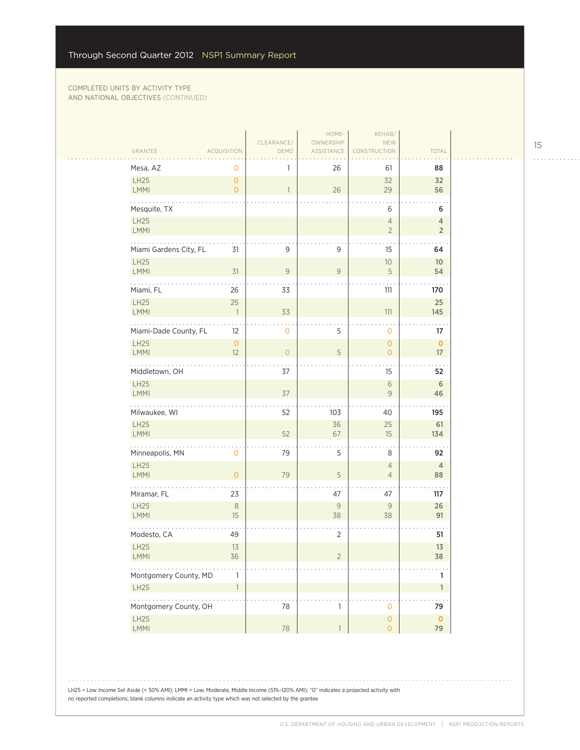COMPLETED UNITS BY ACTIVITY TYPE AND NATIONAL OBJECTIVES (CONTINUED)

| GRANTEE | ACQUISITION | CLEARANCE/ DEMO | HOME-OWNERSHIP ASSISTANCE | REHAB/ NEW CONSTRUCTION | TOTAL |
|---|---|---|---|---|---|
| Mesa, AZ | 0 | 1 | 26 | 61 | **88** |
| LH25 | 0 | | | 32 | **32** |
| LMMI | 0 | 1 | 26 | 29 | **56** |
| Mesquite, TX | | | | 6 | **6** |
| LH25 | | | | 4 | **4** |
| LMMI | | | | 2 | **2** |
| Miami Gardens City, FL | 31 | 9 | 9 | 15 | **64** |
| LH25 | | | | 10 | **10** |
| LMMI | 31 | 9 | 9 | 5 | **54** |
| Miami, FL | 26 | 33 | | 111 | **170** |
| LH25 | 25 | | | | **25** |
| LMMI | 1 | 33 | | 111 | **145** |
| Miami-Dade County, FL | 12 | 0 | 5 | 0 | **17** |
| LH25 | 0 | | | 0 | **0** |
| LMMI | 12 | 0 | 5 | 0 | **17** |
| Middletown, OH | | 37 | | 15 | **52** |
| LH25 | | | | 6 | **6** |
| LMMI | | 37 | | 9 | **46** |
| Milwaukee, WI | | 52 | 103 | 40 | **195** |
| LH25 | | | 36 | 25 | **61** |
| LMMI | | 52 | 67 | 15 | **134** |
| Minneapolis, MN | 0 | 79 | 5 | 8 | **92** |
| LH25 | | | | 4 | **4** |
| LMMI | 0 | 79 | 5 | 4 | **88** |
| Miramar, FL | 23 | | 47 | 47 | **117** |
| LH25 | 8 | | 9 | 9 | **26** |
| LMMI | 15 | | 38 | 38 | **91** |
| Modesto, CA | 49 | | 2 | | **51** |
| LH25 | 13 | | | | **13** |
| LMMI | 36 | | 2 | | **38** |
| Montgomery County, MD | 1 | | | | **1** |
| LH25 | 1 | | | | **1** |
| Montgomery County, OH | | 78 | 1 | 0 | **79** |
| LH25 | | | | 0 | **0** |
| LMMI | | 78 | 1 | 0 | **79** |

LH25 = Low Income Set Aside (< 50% AMI); LMMI = Low, Moderate, Middle Income (51%–120% AMI); "0" indicates a projected activity with no reported completions; blank columns indicate an activity type which was not selected by the grantee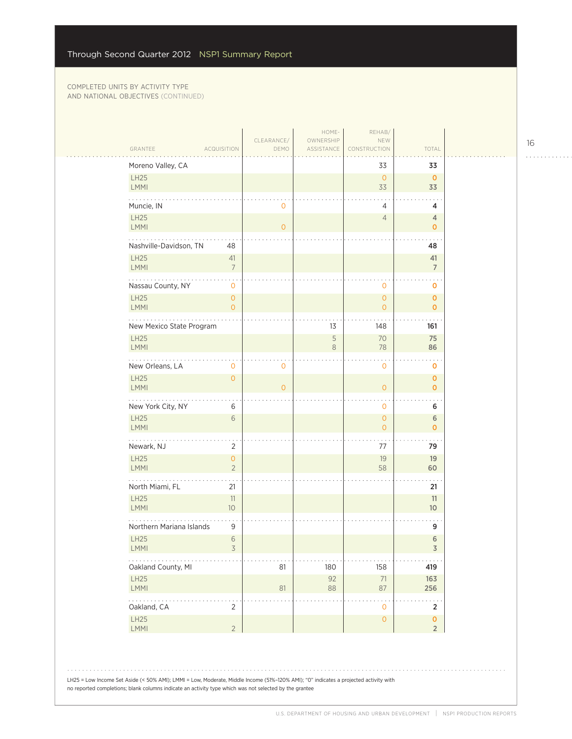COMPLETED UNITS BY ACTIVITY TYPE AND NATIONAL OBJECTIVES (CONTINUED)

| GRANTEE | ACQUISITION | CLEARANCE/ DEMO | HOME-OWNERSHIP ASSISTANCE | REHAB/ NEW CONSTRUCTION | TOTAL |
|---|---|---|---|---|---|
| **Moreno Valley, CA** | | | | 33 | **33** |
| LH25 | | | | 0 | **0** |
| LMMI | | | | 33 | **33** |
| **Muncie, IN** | | 0 | | 4 | **4** |
| LH25 | | | | 4 | **4** |
| LMMI | | 0 | | | **0** |
| **Nashville-Davidson, TN** | 48 | | | | **48** |
| LH25 | 41 | | | | **41** |
| LMMI | 7 | | | | **7** |
| **Nassau County, NY** | 0 | | | 0 | **0** |
| LH25 | 0 | | | 0 | **0** |
| LMMI | 0 | | | 0 | **0** |
| **New Mexico State Program** | | | 13 | 148 | **161** |
| LH25 | | | 5 | 70 | **75** |
| LMMI | | | 8 | 78 | **86** |
| **New Orleans, LA** | 0 | 0 | | 0 | **0** |
| LH25 | 0 | | | | **0** |
| LMMI | | 0 | | 0 | **0** |
| **New York City, NY** | 6 | | | 0 | **6** |
| LH25 | 6 | | | 0 | **6** |
| LMMI | | | | 0 | **0** |
| **Newark, NJ** | 2 | | | 77 | **79** |
| LH25 | 0 | | | 19 | **19** |
| LMMI | 2 | | | 58 | **60** |
| **North Miami, FL** | 21 | | | | **21** |
| LH25 | 11 | | | | **11** |
| LMMI | 10 | | | | **10** |
| **Northern Mariana Islands** | 9 | | | | **9** |
| LH25 | 6 | | | | **6** |
| LMMI | 3 | | | | **3** |
| **Oakland County, MI** | | 81 | 180 | 158 | **419** |
| LH25 | | | 92 | 71 | **163** |
| LMMI | | 81 | 88 | 87 | **256** |
| **Oakland, CA** | 2 | | | 0 | **2** |
| LH25 | | | | 0 | **0** |
| LMMI | 2 | | | | **2** |

LH25 = Low Income Set Aside (< 50% AMI); LMMI = Low, Moderate, Middle Income (51%–120% AMI); "0" indicates a projected activity with no reported completions; blank columns indicate an activity type which was not selected by the grantee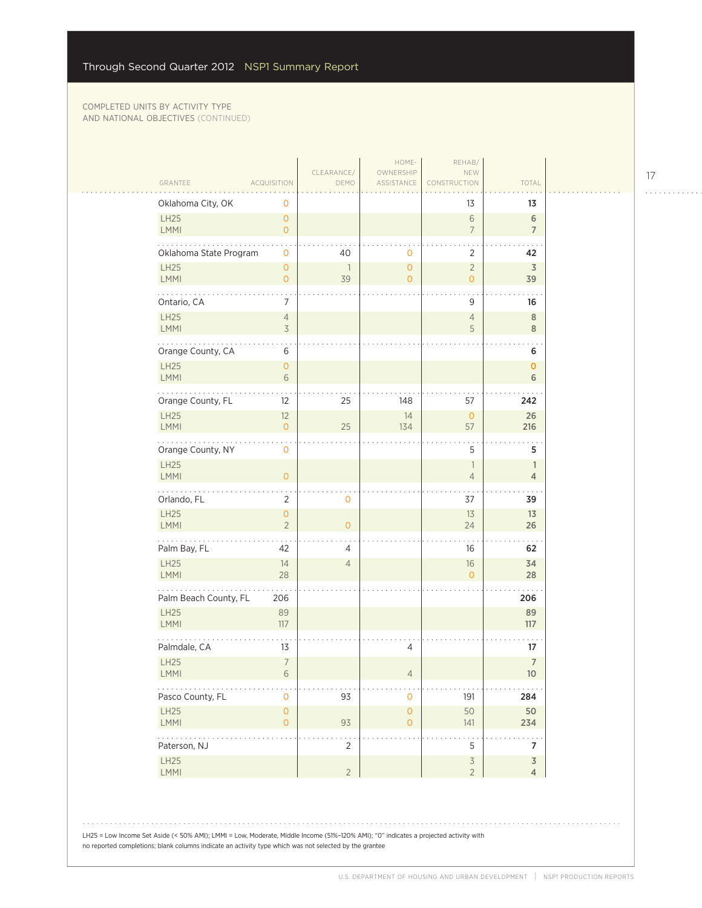COMPLETED UNITS BY ACTIVITY TYPE AND NATIONAL OBJECTIVES (CONTINUED)

| GRANTEE | ACQUISITION | CLEARANCE/ DEMO | HOME-OWNERSHIP ASSISTANCE | REHAB/ NEW CONSTRUCTION | TOTAL |
|---|---|---|---|---|---|
| Oklahoma City, OK | 0 | | | 13 | **13** |
| LH25 | 0 | | | 6 | **6** |
| LMMI | 0 | | | 7 | **7** |
| Oklahoma State Program | 0 | 40 | 0 | 2 | **42** |
| LH25 | 0 | 1 | 0 | 2 | **3** |
| LMMI | 0 | 39 | 0 | 0 | **39** |
| Ontario, CA | 7 | | | 9 | **16** |
| LH25 | 4 | | | 4 | **8** |
| LMMI | 3 | | | 5 | **8** |
| Orange County, CA | 6 | | | | **6** |
| LH25 | 0 | | | | **0** |
| LMMI | 6 | | | | **6** |
| Orange County, FL | 12 | 25 | 148 | 57 | **242** |
| LH25 | 12 | | 14 | 0 | **26** |
| LMMI | 0 | 25 | 134 | 57 | **216** |
| Orange County, NY | 0 | | | 5 | **5** |
| LH25 | | | | 1 | **1** |
| LMMI | 0 | | | 4 | **4** |
| Orlando, FL | 2 | 0 | | 37 | **39** |
| LH25 | 0 | | | 13 | **13** |
| LMMI | 2 | 0 | | 24 | **26** |
| Palm Bay, FL | 42 | 4 | | 16 | **62** |
| LH25 | 14 | 4 | | 16 | **34** |
| LMMI | 28 | | | 0 | **28** |
| Palm Beach County, FL | 206 | | | | **206** |
| LH25 | 89 | | | | **89** |
| LMMI | 117 | | | | **117** |
| Palmdale, CA | 13 | | 4 | | **17** |
| LH25 | 7 | | | | **7** |
| LMMI | 6 | | 4 | | **10** |
| Pasco County, FL | 0 | 93 | 0 | 191 | **284** |
| LH25 | 0 | | 0 | 50 | **50** |
| LMMI | 0 | 93 | 0 | 141 | **234** |
| Paterson, NJ | | 2 | | 5 | **7** |
| LH25 | | | | 3 | **3** |
| LMMI | | 2 | | 2 | **4** |

LH25 = Low Income Set Aside (< 50% AMI); LMMI = Low, Moderate, Middle Income (51%–120% AMI); "0" indicates a projected activity with no reported completions; blank columns indicate an activity type which was not selected by the grantee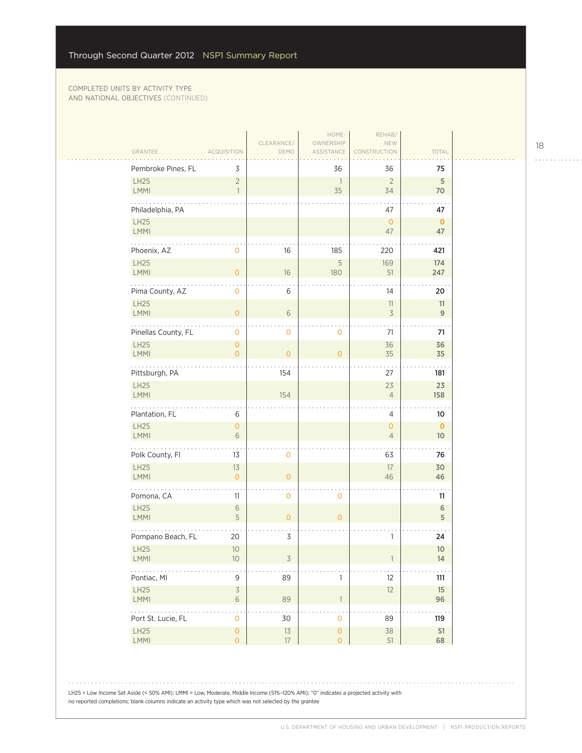COMPLETED UNITS BY ACTIVITY TYPE
AND NATIONAL OBJECTIVES (CONTINUED)

| GRANTEE | ACQUISITION | CLEARANCE/ DEMO | HOME-OWNERSHIP ASSISTANCE | REHAB/ NEW CONSTRUCTION | TOTAL |
|---|---|---|---|---|---|
| Pembroke Pines, FL | 3 | | 36 | 36 | 75 |
| LH25 | 2 | | 1 | 2 | 5 |
| LMMI | 1 | | 35 | 34 | 70 |
| Philadelphia, PA | | | | 47 | 47 |
| LH25 | | | | 0 | 0 |
| LMMI | | | | 47 | 47 |
| Phoenix, AZ | 0 | 16 | 185 | 220 | 421 |
| LH25 | | | 5 | 169 | 174 |
| LMMI | 0 | 16 | 180 | 51 | 247 |
| Pima County, AZ | 0 | 6 | | 14 | 20 |
| LH25 | | | | 11 | 11 |
| LMMI | 0 | 6 | | 3 | 9 |
| Pinellas County, FL | 0 | 0 | 0 | 71 | 71 |
| LH25 | 0 | | | 36 | 36 |
| LMMI | 0 | 0 | 0 | 35 | 35 |
| Pittsburgh, PA | | 154 | | 27 | 181 |
| LH25 | | | | 23 | 23 |
| LMMI | | 154 | | 4 | 158 |
| Plantation, FL | 6 | | | 4 | 10 |
| LH25 | 0 | | | 0 | 0 |
| LMMI | 6 | | | 4 | 10 |
| Polk County, Fl | 13 | 0 | | 63 | 76 |
| LH25 | 13 | | | 17 | 30 |
| LMMI | 0 | 0 | | 46 | 46 |
| Pomona, CA | 11 | 0 | 0 | | 11 |
| LH25 | 6 | | | | 6 |
| LMMI | 5 | 0 | 0 | | 5 |
| Pompano Beach, FL | 20 | 3 | | 1 | 24 |
| LH25 | 10 | | | | 10 |
| LMMI | 10 | 3 | | 1 | 14 |
| Pontiac, MI | 9 | 89 | 1 | 12 | 111 |
| LH25 | 3 | | | 12 | 15 |
| LMMI | 6 | 89 | 1 | | 96 |
| Port St. Lucie, FL | 0 | 30 | 0 | 89 | 119 |
| LH25 | 0 | 13 | 0 | 38 | 51 |
| LMMI | 0 | 17 | 0 | 51 | 68 |

LH25 = Low Income Set Aside (< 50% AMI); LMMI = Low, Moderate, Middle Income (51%–120% AMI); "0" indicates a projected activity with no reported completions; blank columns indicate an activity type which was not selected by the grantee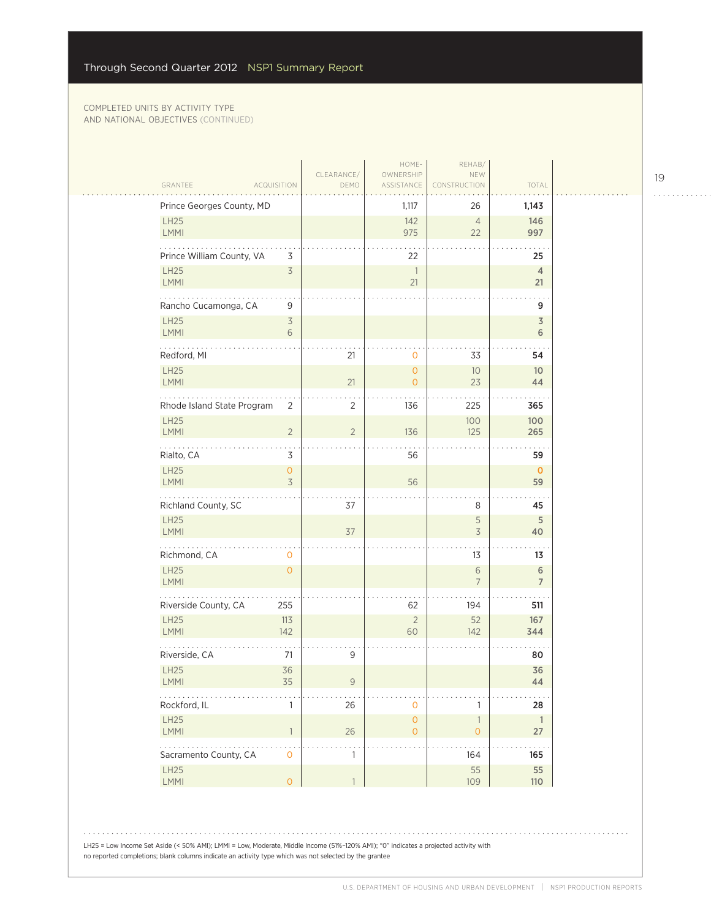COMPLETED UNITS BY ACTIVITY TYPE AND NATIONAL OBJECTIVES (CONTINUED)

| GRANTEE | ACQUISITION | CLEARANCE/ DEMO | HOME-OWNERSHIP ASSISTANCE | REHAB/ NEW CONSTRUCTION | TOTAL |
|---|---|---|---|---|---|
| Prince Georges County, MD | | | 1,117 | 26 | **1,143** |
| LH25 | | | 142 | 4 | **146** |
| LMMI | | | 975 | 22 | **997** |
| Prince William County, VA | 3 | | 22 | | **25** |
| LH25 | 3 | | 1 | | **4** |
| LMMI | | | 21 | | **21** |
| Rancho Cucamonga, CA | 9 | | | | **9** |
| LH25 | 3 | | | | **3** |
| LMMI | 6 | | | | **6** |
| Redford, MI | | 21 | 0 | 33 | **54** |
| LH25 | | | 0 | 10 | **10** |
| LMMI | | 21 | 0 | 23 | **44** |
| Rhode Island State Program | 2 | 2 | 136 | 225 | **365** |
| LH25 | | | | 100 | **100** |
| LMMI | 2 | 2 | 136 | 125 | **265** |
| Rialto, CA | 3 | | 56 | | **59** |
| LH25 | 0 | | | | **0** |
| LMMI | 3 | | 56 | | **59** |
| Richland County, SC | | 37 | | 8 | **45** |
| LH25 | | | | 5 | **5** |
| LMMI | | 37 | | 3 | **40** |
| Richmond, CA | 0 | | | 13 | **13** |
| LH25 | 0 | | | 6 | **6** |
| LMMI | | | | 7 | **7** |
| Riverside County, CA | 255 | | 62 | 194 | **511** |
| LH25 | 113 | | 2 | 52 | **167** |
| LMMI | 142 | | 60 | 142 | **344** |
| Riverside, CA | 71 | 9 | | | **80** |
| LH25 | 36 | | | | **36** |
| LMMI | 35 | 9 | | | **44** |
| Rockford, IL | 1 | 26 | 0 | 1 | **28** |
| LH25 | | | 0 | 1 | **1** |
| LMMI | 1 | 26 | 0 | 0 | **27** |
| Sacramento County, CA | 0 | 1 | | 164 | **165** |
| LH25 | | | | 55 | **55** |
| LMMI | 0 | 1 | | 109 | **110** |

LH25 = Low Income Set Aside (< 50% AMI); LMMI = Low, Moderate, Middle Income (51%–120% AMI); "0" indicates a projected activity with no reported completions; blank columns indicate an activity type which was not selected by the grantee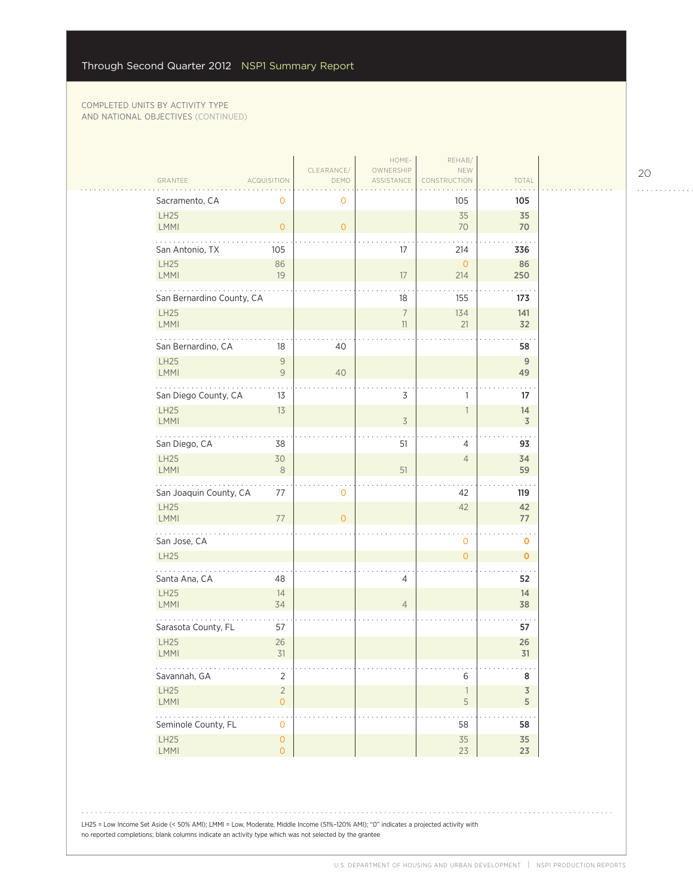COMPLETED UNITS BY ACTIVITY TYPE AND NATIONAL OBJECTIVES (CONTINUED)

| GRANTEE | ACQUISITION | CLEARANCE/ DEMO | HOME-OWNERSHIP ASSISTANCE | REHAB/ NEW CONSTRUCTION | TOTAL |
|---|---|---|---|---|---|
| Sacramento, CA | 0 | 0 | | 105 | 105 |
| LH25 | | | | 35 | 35 |
| LMMI | 0 | 0 | | 70 | 70 |
| San Antonio, TX | 105 | | 17 | 214 | 336 |
| LH25 | 86 | | | 0 | 86 |
| LMMI | 19 | | 17 | 214 | 250 |
| San Bernardino County, CA | | | 18 | 155 | 173 |
| LH25 | | | 7 | 134 | 141 |
| LMMI | | | 11 | 21 | 32 |
| San Bernardino, CA | 18 | 40 | | | 58 |
| LH25 | 9 | | | | 9 |
| LMMI | 9 | 40 | | | 49 |
| San Diego County, CA | 13 | | 3 | 1 | 17 |
| LH25 | 13 | | | 1 | 14 |
| LMMI | | | 3 | | 3 |
| San Diego, CA | 38 | | 51 | 4 | 93 |
| LH25 | 30 | | | 4 | 34 |
| LMMI | 8 | | 51 | | 59 |
| San Joaquin County, CA | 77 | 0 | | 42 | 119 |
| LH25 | | | | 42 | 42 |
| LMMI | 77 | 0 | | | 77 |
| San Jose, CA | | | | 0 | 0 |
| LH25 | | | | 0 | 0 |
| Santa Ana, CA | 48 | | 4 | | 52 |
| LH25 | 14 | | | | 14 |
| LMMI | 34 | | 4 | | 38 |
| Sarasota County, FL | 57 | | | | 57 |
| LH25 | 26 | | | | 26 |
| LMMI | 31 | | | | 31 |
| Savannah, GA | 2 | | | 6 | 8 |
| LH25 | 2 | | | 1 | 3 |
| LMMI | 0 | | | 5 | 5 |
| Seminole County, FL | 0 | | | 58 | 58 |
| LH25 | 0 | | | 35 | 35 |
| LMMI | 0 | | | 23 | 23 |

LH25 = Low Income Set Aside (< 50% AMI); LMMI = Low, Moderate, Middle Income (51%–120% AMI); "0" indicates a projected activity with no reported completions; blank columns indicate an activity type which was not selected by the grantee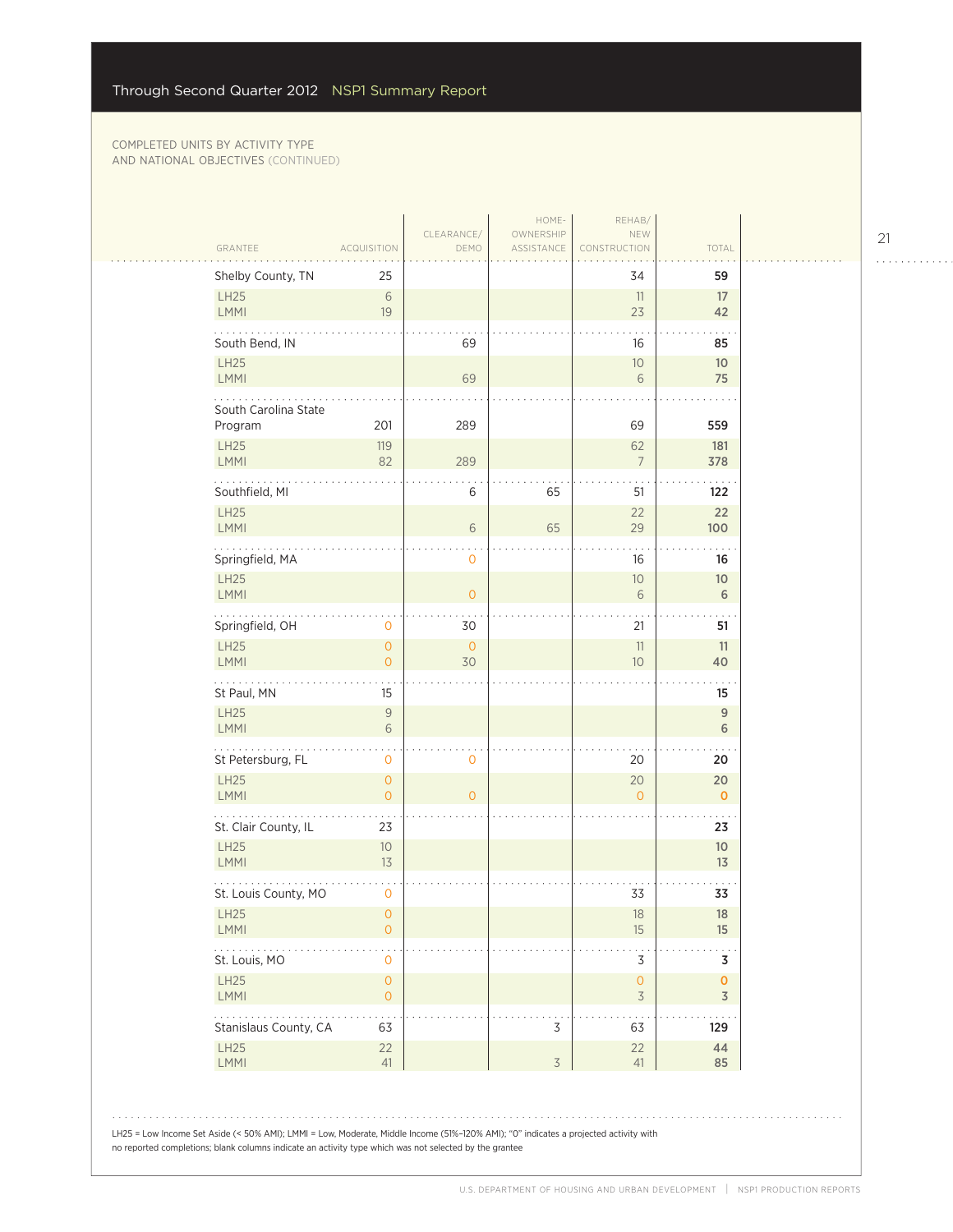COMPLETED UNITS BY ACTIVITY TYPE AND NATIONAL OBJECTIVES (CONTINUED)

| GRANTEE | ACQUISITION | CLEARANCE/ DEMO | HOME-OWNERSHIP ASSISTANCE | REHAB/ NEW CONSTRUCTION | TOTAL |
|---|---|---|---|---|---|
| Shelby County, TN | 25 | | | 34 | 59 |
| LH25 | 6 | | | 11 | 17 |
| LMMI | 19 | | | 23 | 42 |
| South Bend, IN | | 69 | | 16 | 85 |
| LH25 | | | | 10 | 10 |
| LMMI | | 69 | | 6 | 75 |
| South Carolina State Program | 201 | 289 | | 69 | 559 |
| LH25 | 119 | | | 62 | 181 |
| LMMI | 82 | 289 | | 7 | 378 |
| Southfield, MI | | 6 | 65 | 51 | 122 |
| LH25 | | | | 22 | 22 |
| LMMI | | 6 | 65 | 29 | 100 |
| Springfield, MA | | 0 | | 16 | 16 |
| LH25 | | | | 10 | 10 |
| LMMI | | 0 | | 6 | 6 |
| Springfield, OH | 0 | 30 | | 21 | 51 |
| LH25 | 0 | 0 | | 11 | 11 |
| LMMI | 0 | 30 | | 10 | 40 |
| St Paul, MN | 15 | | | | 15 |
| LH25 | 9 | | | | 9 |
| LMMI | 6 | | | | 6 |
| St Petersburg, FL | 0 | 0 | | 20 | 20 |
| LH25 | 0 | | | 20 | 20 |
| LMMI | 0 | 0 | | 0 | 0 |
| St. Clair County, IL | 23 | | | | 23 |
| LH25 | 10 | | | | 10 |
| LMMI | 13 | | | | 13 |
| St. Louis County, MO | 0 | | | 33 | 33 |
| LH25 | 0 | | | 18 | 18 |
| LMMI | 0 | | | 15 | 15 |
| St. Louis, MO | 0 | | | 3 | 3 |
| LH25 | 0 | | | 0 | 0 |
| LMMI | 0 | | | 3 | 3 |
| Stanislaus County, CA | 63 | | 3 | 63 | 129 |
| LH25 | 22 | | | 22 | 44 |
| LMMI | 41 | | 3 | 41 | 85 |

LH25 = Low Income Set Aside (< 50% AMI); LMMI = Low, Moderate, Middle Income (51%–120% AMI); "0" indicates a projected activity with no reported completions; blank columns indicate an activity type which was not selected by the grantee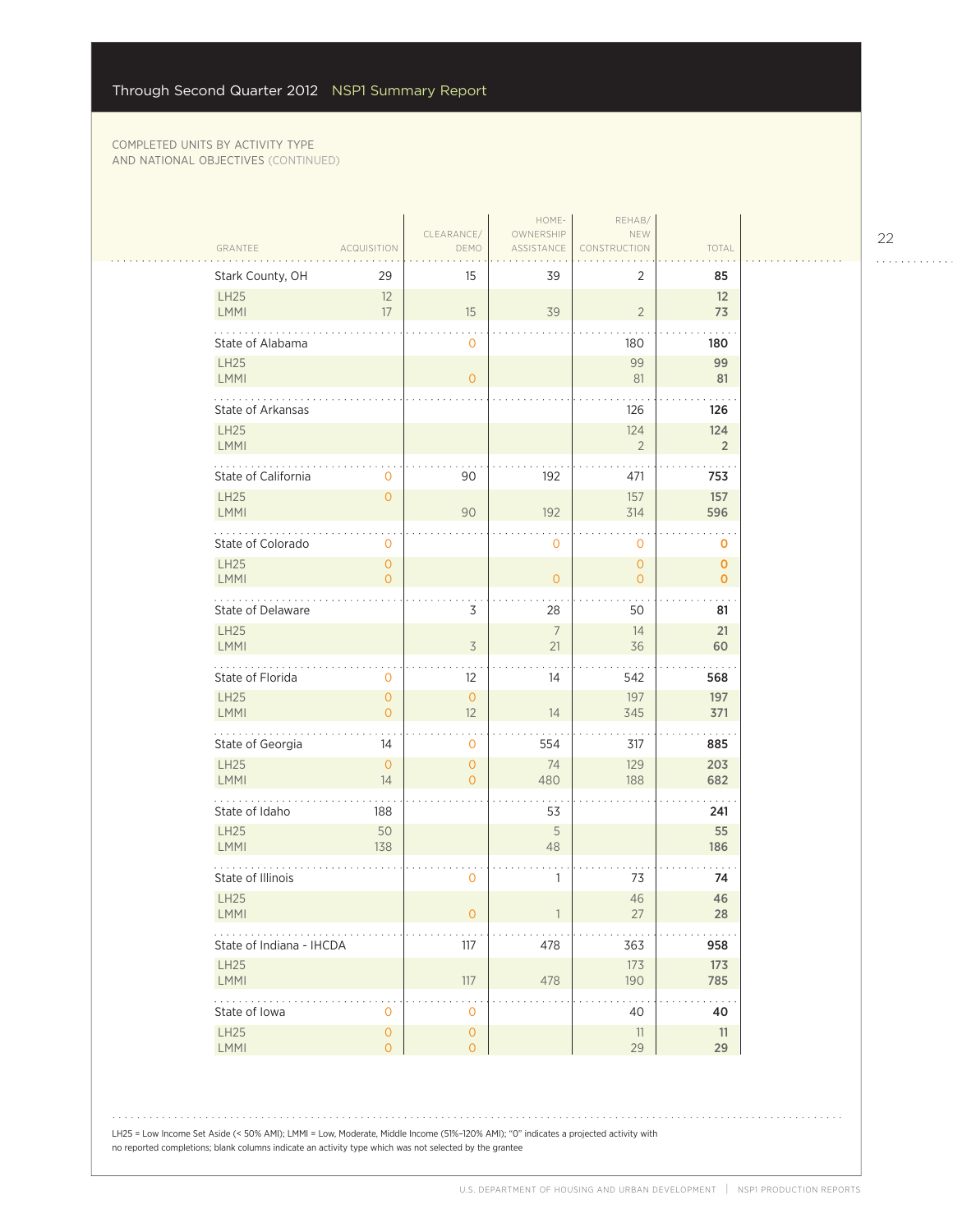COMPLETED UNITS BY ACTIVITY TYPE AND NATIONAL OBJECTIVES (CONTINUED)

| GRANTEE | ACQUISITION | CLEARANCE/ DEMO | HOME-OWNERSHIP ASSISTANCE | REHAB/ NEW CONSTRUCTION | TOTAL |
|---|---|---|---|---|---|
| **Stark County, OH** | 29 | 15 | 39 | 2 | **85** |
| LH25 | 12 | | | | **12** |
| LMMI | 17 | 15 | 39 | 2 | **73** |
| **State of Alabama** | | 0 | | 180 | **180** |
| LH25 | | | | 99 | **99** |
| LMMI | | 0 | | 81 | **81** |
| **State of Arkansas** | | | | 126 | **126** |
| LH25 | | | | 124 | **124** |
| LMMI | | | | 2 | **2** |
| **State of California** | 0 | 90 | 192 | 471 | **753** |
| LH25 | 0 | | | 157 | **157** |
| LMMI | | 90 | 192 | 314 | **596** |
| **State of Colorado** | 0 | | 0 | 0 | **0** |
| LH25 | 0 | | | 0 | **0** |
| LMMI | 0 | | 0 | 0 | **0** |
| **State of Delaware** | | 3 | 28 | 50 | **81** |
| LH25 | | | 7 | 14 | **21** |
| LMMI | | 3 | 21 | 36 | **60** |
| **State of Florida** | 0 | 12 | 14 | 542 | **568** |
| LH25 | 0 | 0 | | 197 | **197** |
| LMMI | 0 | 12 | 14 | 345 | **371** |
| **State of Georgia** | 14 | 0 | 554 | 317 | **885** |
| LH25 | 0 | 0 | 74 | 129 | **203** |
| LMMI | 14 | 0 | 480 | 188 | **682** |
| **State of Idaho** | 188 | | 53 | | **241** |
| LH25 | 50 | | 5 | | **55** |
| LMMI | 138 | | 48 | | **186** |
| **State of Illinois** | | 0 | 1 | 73 | **74** |
| LH25 | | | | 46 | **46** |
| LMMI | | 0 | 1 | 27 | **28** |
| **State of Indiana - IHCDA** | | 117 | 478 | 363 | **958** |
| LH25 | | | | 173 | **173** |
| LMMI | | 117 | 478 | 190 | **785** |
| **State of Iowa** | 0 | 0 | | 40 | **40** |
| LH25 | 0 | 0 | | 11 | **11** |
| LMMI | 0 | 0 | | 29 | **29** |

LH25 = Low Income Set Aside (< 50% AMI); LMMI = Low, Moderate, Middle Income (51%–120% AMI); "0" indicates a projected activity with no reported completions; blank columns indicate an activity type which was not selected by the grantee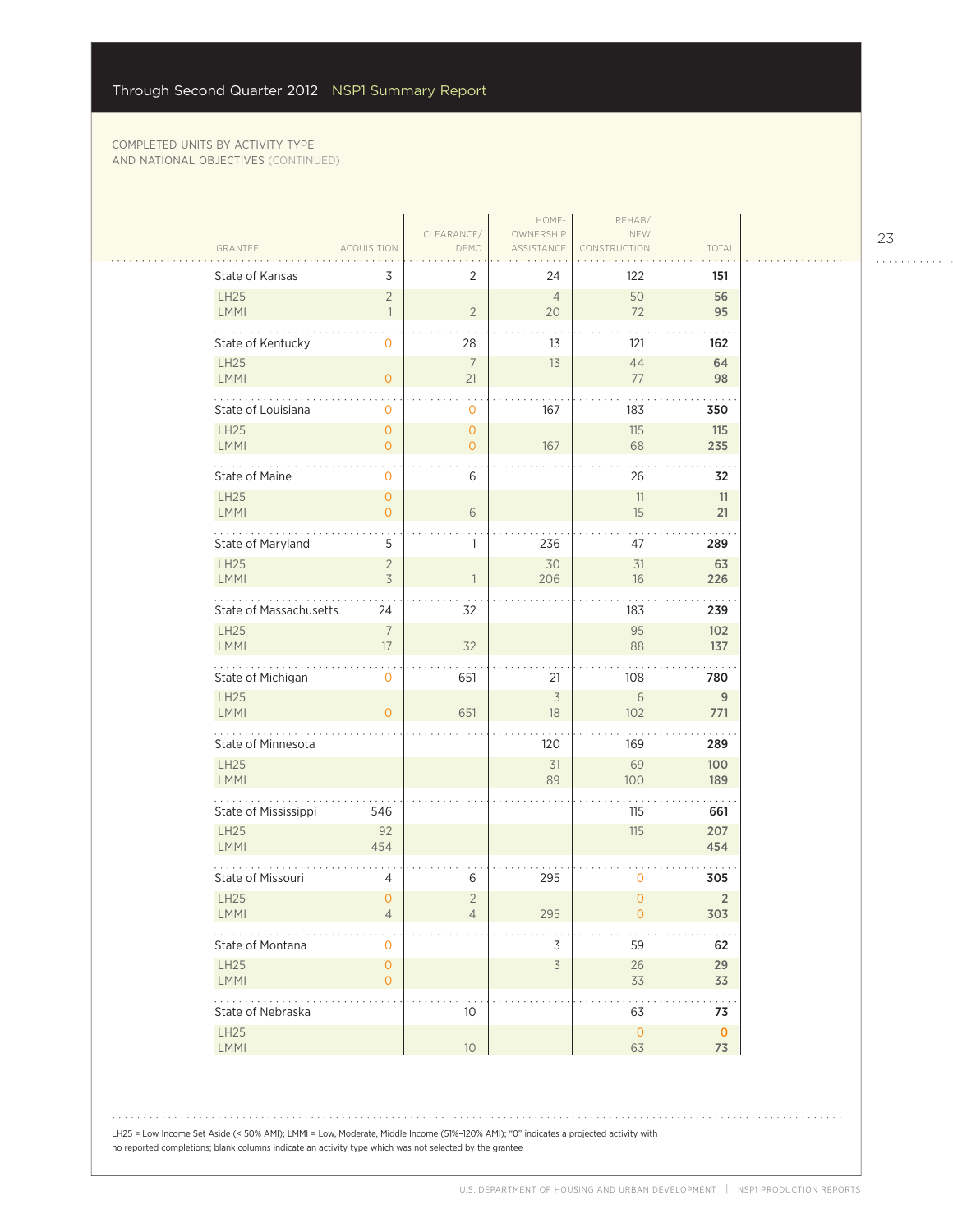COMPLETED UNITS BY ACTIVITY TYPE AND NATIONAL OBJECTIVES (CONTINUED)

| GRANTEE | ACQUISITION | CLEARANCE/ DEMO | HOME-OWNERSHIP ASSISTANCE | REHAB/ NEW CONSTRUCTION | TOTAL |
|---|---|---|---|---|---|
| State of Kansas | 3 | 2 | 24 | 122 | **151** |
| LH25 | 2 | | 4 | 50 | **56** |
| LMMI | 1 | 2 | 20 | 72 | **95** |
| State of Kentucky | 0 | 28 | 13 | 121 | **162** |
| LH25 | | 7 | 13 | 44 | **64** |
| LMMI | 0 | 21 | | 77 | **98** |
| State of Louisiana | 0 | 0 | 167 | 183 | **350** |
| LH25 | 0 | 0 | | 115 | **115** |
| LMMI | 0 | 0 | 167 | 68 | **235** |
| State of Maine | 0 | 6 | | 26 | **32** |
| LH25 | 0 | | | 11 | **11** |
| LMMI | 0 | 6 | | 15 | **21** |
| State of Maryland | 5 | 1 | 236 | 47 | **289** |
| LH25 | 2 | | 30 | 31 | **63** |
| LMMI | 3 | 1 | 206 | 16 | **226** |
| State of Massachusetts | 24 | 32 | | 183 | **239** |
| LH25 | 7 | | | 95 | **102** |
| LMMI | 17 | 32 | | 88 | **137** |
| State of Michigan | 0 | 651 | 21 | 108 | **780** |
| LH25 | | | 3 | 6 | **9** |
| LMMI | 0 | 651 | 18 | 102 | **771** |
| State of Minnesota | | | 120 | 169 | **289** |
| LH25 | | | 31 | 69 | **100** |
| LMMI | | | 89 | 100 | **189** |
| State of Mississippi | 546 | | | 115 | **661** |
| LH25 | 92 | | | 115 | **207** |
| LMMI | 454 | | | | **454** |
| State of Missouri | 4 | 6 | 295 | 0 | **305** |
| LH25 | 0 | 2 | | 0 | **2** |
| LMMI | 4 | 4 | 295 | 0 | **303** |
| State of Montana | 0 | | 3 | 59 | **62** |
| LH25 | 0 | | 3 | 26 | **29** |
| LMMI | 0 | | | 33 | **33** |
| State of Nebraska | | 10 | | 63 | **73** |
| LH25 | | | | 0 | **0** |
| LMMI | | 10 | | 63 | **73** |

LH25 = Low Income Set Aside (< 50% AMI); LMMI = Low, Moderate, Middle Income (51%–120% AMI); "0" indicates a projected activity with no reported completions; blank columns indicate an activity type which was not selected by the grantee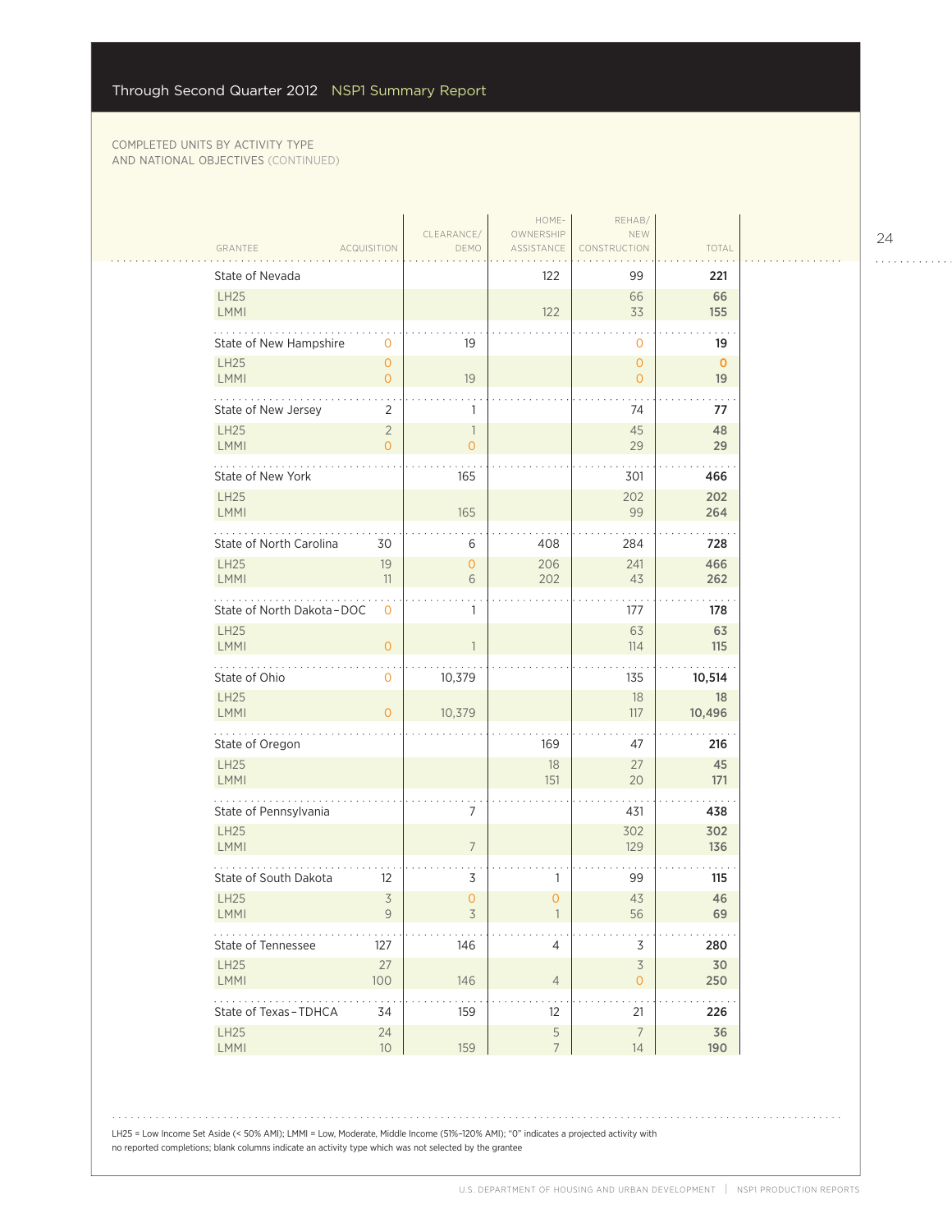COMPLETED UNITS BY ACTIVITY TYPE AND NATIONAL OBJECTIVES (CONTINUED)

| GRANTEE | ACQUISITION | CLEARANCE/ DEMO | HOME-OWNERSHIP ASSISTANCE | REHAB/ NEW CONSTRUCTION | TOTAL |
|---|---|---|---|---|---|
| State of Nevada | | | 122 | 99 | **221** |
| LH25 | | | | 66 | **66** |
| LMMI | | | 122 | 33 | **155** |
| State of New Hampshire | 0 | 19 | | 0 | **19** |
| LH25 | 0 | | | 0 | **0** |
| LMMI | 0 | 19 | | 0 | **19** |
| State of New Jersey | 2 | 1 | | 74 | **77** |
| LH25 | 2 | 1 | | 45 | **48** |
| LMMI | 0 | 0 | | 29 | **29** |
| State of New York | | 165 | | 301 | **466** |
| LH25 | | | | 202 | **202** |
| LMMI | | 165 | | 99 | **264** |
| State of North Carolina | 30 | 6 | 408 | 284 | **728** |
| LH25 | 19 | 0 | 206 | 241 | **466** |
| LMMI | 11 | 6 | 202 | 43 | **262** |
| State of North Dakota – DOC | 0 | 1 | | 177 | **178** |
| LH25 | | | | 63 | **63** |
| LMMI | 0 | 1 | | 114 | **115** |
| State of Ohio | 0 | 10,379 | | 135 | **10,514** |
| LH25 | | | | 18 | **18** |
| LMMI | 0 | 10,379 | | 117 | **10,496** |
| State of Oregon | | | 169 | 47 | **216** |
| LH25 | | | 18 | 27 | **45** |
| LMMI | | | 151 | 20 | **171** |
| State of Pennsylvania | | 7 | | 431 | **438** |
| LH25 | | | | 302 | **302** |
| LMMI | | 7 | | 129 | **136** |
| State of South Dakota | 12 | 3 | 1 | 99 | **115** |
| LH25 | 3 | 0 | 0 | 43 | **46** |
| LMMI | 9 | 3 | 1 | 56 | **69** |
| State of Tennessee | 127 | 146 | 4 | 3 | **280** |
| LH25 | 27 | | | 3 | **30** |
| LMMI | 100 | 146 | 4 | 0 | **250** |
| State of Texas – TDHCA | 34 | 159 | 12 | 21 | **226** |
| LH25 | 24 | | 5 | 7 | **36** |
| LMMI | 10 | 159 | 7 | 14 | **190** |

LH25 = Low Income Set Aside (< 50% AMI); LMMI = Low, Moderate, Middle Income (51%–120% AMI); "0" indicates a projected activity with no reported completions; blank columns indicate an activity type which was not selected by the grantee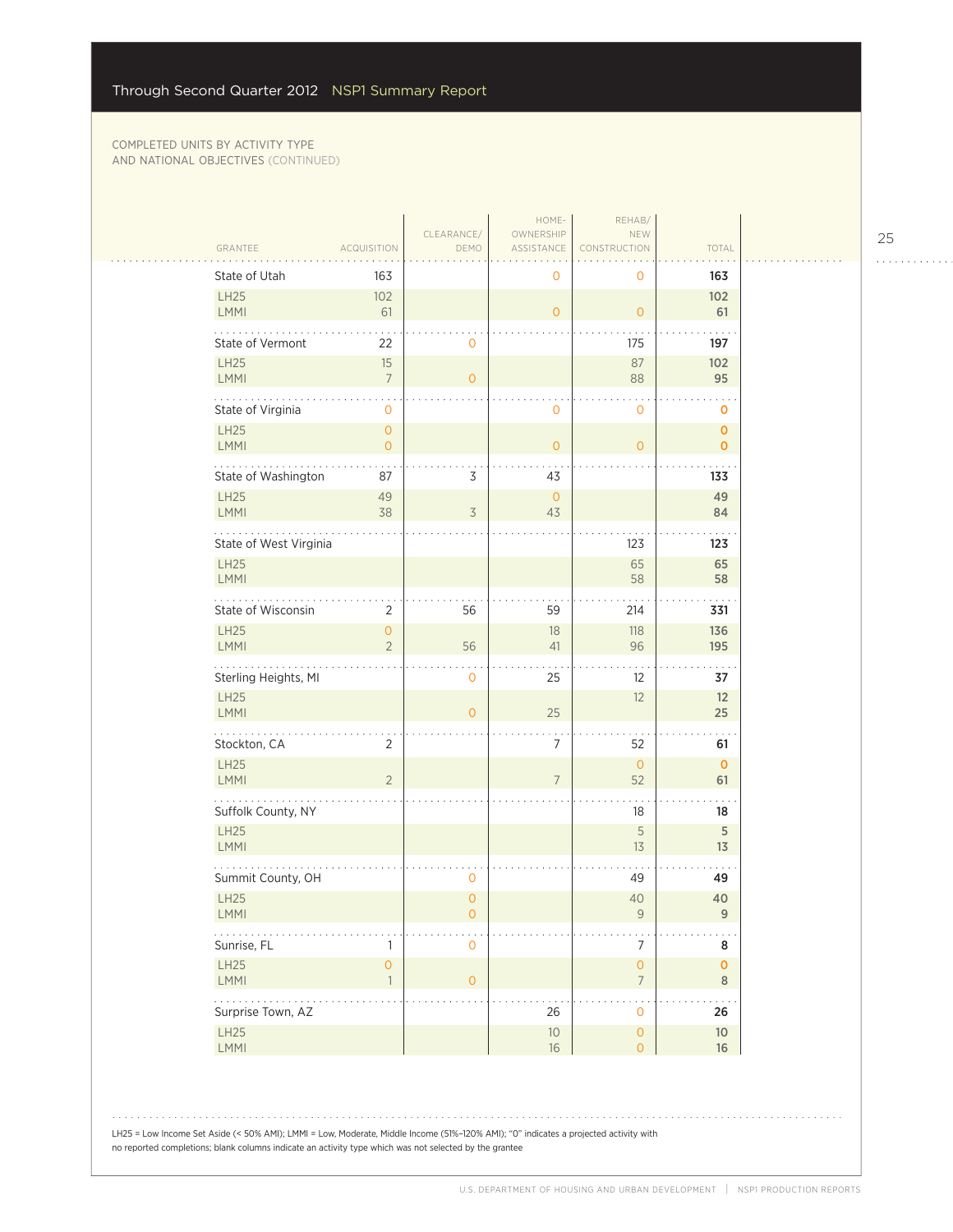COMPLETED UNITS BY ACTIVITY TYPE AND NATIONAL OBJECTIVES (CONTINUED)

| GRANTEE | ACQUISITION | CLEARANCE/ DEMO | HOME-OWNERSHIP ASSISTANCE | REHAB/ NEW CONSTRUCTION | TOTAL |
|---|---|---|---|---|---|
| State of Utah | 163 | | 0 | 0 | 163 |
| LH25 | 102 | | | | 102 |
| LMMI | 61 | | 0 | 0 | 61 |
| State of Vermont | 22 | 0 | | 175 | 197 |
| LH25 | 15 | | | 87 | 102 |
| LMMI | 7 | 0 | | 88 | 95 |
| State of Virginia | 0 | | 0 | 0 | 0 |
| LH25 | 0 | | | | 0 |
| LMMI | 0 | | 0 | 0 | 0 |
| State of Washington | 87 | 3 | 43 | | 133 |
| LH25 | 49 | | 0 | | 49 |
| LMMI | 38 | 3 | 43 | | 84 |
| State of West Virginia | | | | 123 | 123 |
| LH25 | | | | 65 | 65 |
| LMMI | | | | 58 | 58 |
| State of Wisconsin | 2 | 56 | 59 | 214 | 331 |
| LH25 | 0 | | 18 | 118 | 136 |
| LMMI | 2 | 56 | 41 | 96 | 195 |
| Sterling Heights, MI | | 0 | 25 | 12 | 37 |
| LH25 | | | | 12 | 12 |
| LMMI | | 0 | 25 | | 25 |
| Stockton, CA | 2 | | 7 | 52 | 61 |
| LH25 | | | | 0 | 0 |
| LMMI | 2 | | 7 | 52 | 61 |
| Suffolk County, NY | | | | 18 | 18 |
| LH25 | | | | 5 | 5 |
| LMMI | | | | 13 | 13 |
| Summit County, OH | | 0 | | 49 | 49 |
| LH25 | | 0 | | 40 | 40 |
| LMMI | | 0 | | 9 | 9 |
| Sunrise, FL | 1 | 0 | | 7 | 8 |
| LH25 | 0 | | | 0 | 0 |
| LMMI | 1 | 0 | | 7 | 8 |
| Surprise Town, AZ | | | 26 | 0 | 26 |
| LH25 | | | 10 | 0 | 10 |
| LMMI | | | 16 | 0 | 16 |

LH25 = Low Income Set Aside (< 50% AMI); LMMI = Low, Moderate, Middle Income (51%–120% AMI); "0" indicates a projected activity with no reported completions; blank columns indicate an activity type which was not selected by the grantee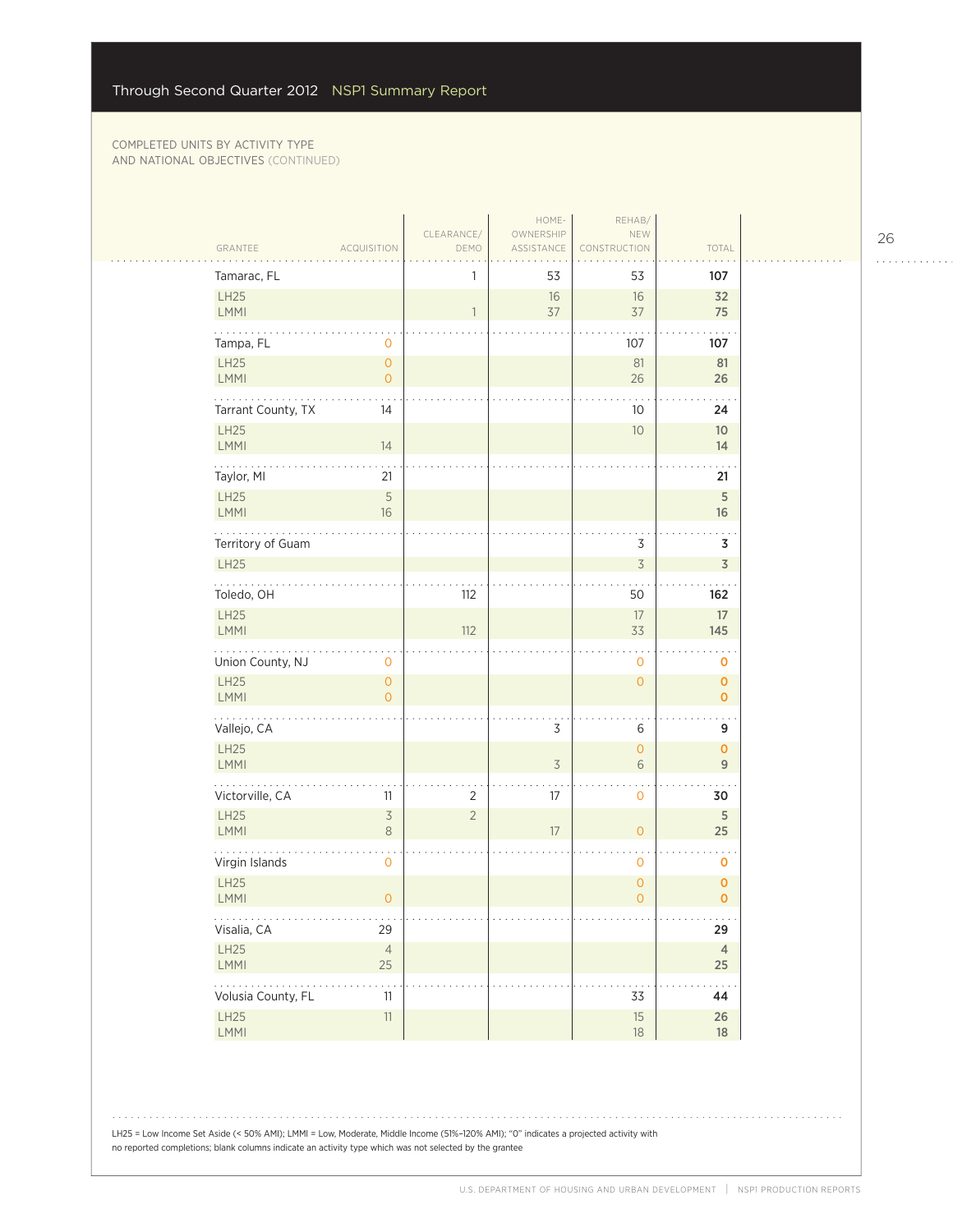COMPLETED UNITS BY ACTIVITY TYPE AND NATIONAL OBJECTIVES (CONTINUED)

| GRANTEE | ACQUISITION | CLEARANCE/ DEMO | HOME-OWNERSHIP ASSISTANCE | REHAB/ NEW CONSTRUCTION | TOTAL |
|---|---|---|---|---|---|
| Tamarac, FL | | 1 | 53 | 53 | **107** |
| LH25 | | | 16 | 16 | **32** |
| LMMI | | 1 | 37 | 37 | **75** |
| Tampa, FL | 0 | | | 107 | **107** |
| LH25 | 0 | | | 81 | **81** |
| LMMI | 0 | | | 26 | **26** |
| Tarrant County, TX | 14 | | | 10 | **24** |
| LH25 | | | | 10 | **10** |
| LMMI | 14 | | | | **14** |
| Taylor, MI | 21 | | | | **21** |
| LH25 | 5 | | | | **5** |
| LMMI | 16 | | | | **16** |
| Territory of Guam | | | | 3 | **3** |
| LH25 | | | | 3 | **3** |
| Toledo, OH | | 112 | | 50 | **162** |
| LH25 | | | | 17 | **17** |
| LMMI | | 112 | | 33 | **145** |
| Union County, NJ | 0 | | | 0 | **0** |
| LH25 | 0 | | | 0 | **0** |
| LMMI | 0 | | | | **0** |
| Vallejo, CA | | | 3 | 6 | **9** |
| LH25 | | | | 0 | **0** |
| LMMI | | | 3 | 6 | **9** |
| Victorville, CA | 11 | 2 | 17 | 0 | **30** |
| LH25 | 3 | 2 | | | **5** |
| LMMI | 8 | | 17 | 0 | **25** |
| Virgin Islands | 0 | | | 0 | **0** |
| LH25 | | | | 0 | **0** |
| LMMI | 0 | | | 0 | **0** |
| Visalia, CA | 29 | | | | **29** |
| LH25 | 4 | | | | **4** |
| LMMI | 25 | | | | **25** |
| Volusia County, FL | 11 | | | 33 | **44** |
| LH25 | 11 | | | 15 | **26** |
| LMMI | | | | 18 | **18** |

LH25 = Low Income Set Aside (< 50% AMI); LMMI = Low, Moderate, Middle Income (51%–120% AMI); "0" indicates a projected activity with no reported completions; blank columns indicate an activity type which was not selected by the grantee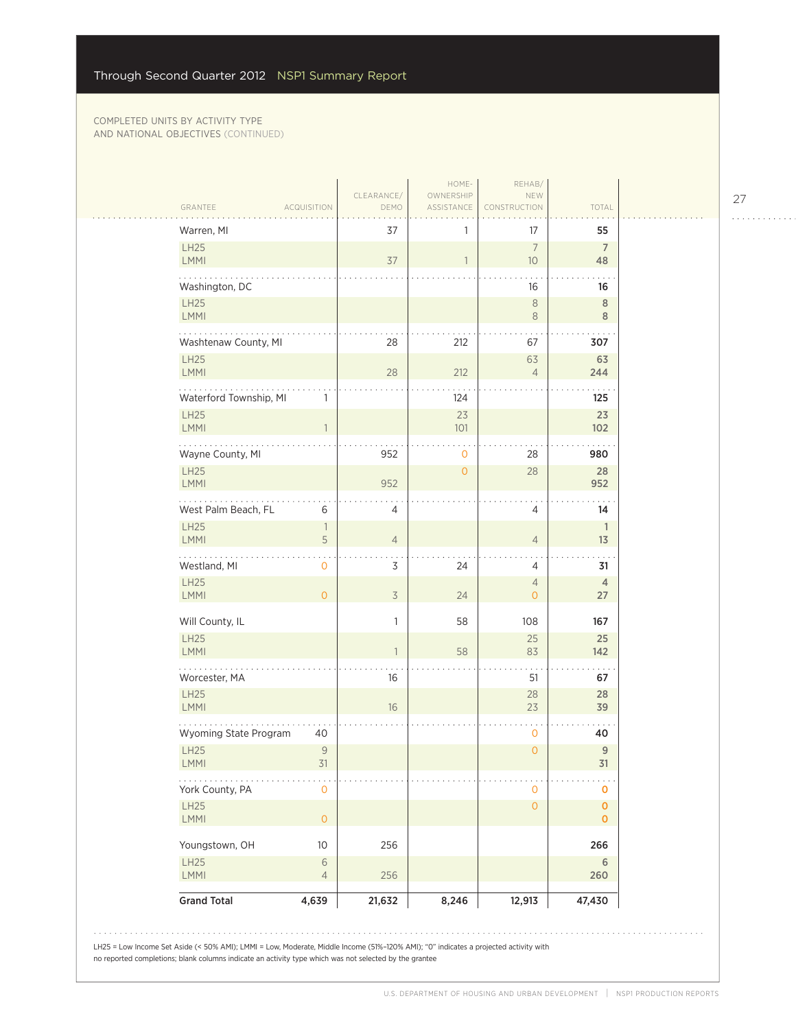COMPLETED UNITS BY ACTIVITY TYPE
AND NATIONAL OBJECTIVES (CONTINUED)

| GRANTEE | ACQUISITION | CLEARANCE/ DEMO | HOME-OWNERSHIP ASSISTANCE | REHAB/ NEW CONSTRUCTION | TOTAL |
|---|---|---|---|---|---|
| Warren, MI | | 37 | 1 | 17 | **55** |
| LH25 | | | | 7 | **7** |
| LMMI | | 37 | 1 | 10 | **48** |
| Washington, DC | | | | 16 | **16** |
| LH25 | | | | 8 | **8** |
| LMMI | | | | 8 | **8** |
| Washtenaw County, MI | | 28 | 212 | 67 | **307** |
| LH25 | | | | 63 | **63** |
| LMMI | | 28 | 212 | 4 | **244** |
| Waterford Township, MI | 1 | | 124 | | **125** |
| LH25 | | | 23 | | **23** |
| LMMI | 1 | | 101 | | **102** |
| Wayne County, MI | | 952 | 0 | 28 | **980** |
| LH25 | | | 0 | 28 | **28** |
| LMMI | | 952 | | | **952** |
| West Palm Beach, FL | 6 | 4 | | 4 | **14** |
| LH25 | 1 | | | | **1** |
| LMMI | 5 | 4 | | 4 | **13** |
| Westland, MI | 0 | 3 | 24 | 4 | **31** |
| LH25 | | | | 4 | **4** |
| LMMI | 0 | 3 | 24 | 0 | **27** |
| Will County, IL | | 1 | 58 | 108 | **167** |
| LH25 | | | | 25 | **25** |
| LMMI | | 1 | 58 | 83 | **142** |
| Worcester, MA | | 16 | | 51 | **67** |
| LH25 | | | | 28 | **28** |
| LMMI | | 16 | | 23 | **39** |
| Wyoming State Program | 40 | | | 0 | **40** |
| LH25 | 9 | | | 0 | **9** |
| LMMI | 31 | | | | **31** |
| York County, PA | 0 | | | 0 | **0** |
| LH25 | | | | 0 | **0** |
| LMMI | 0 | | | | **0** |
| Youngstown, OH | 10 | 256 | | | **266** |
| LH25 | 6 | | | | **6** |
| LMMI | 4 | 256 | | | **260** |
| **Grand Total** | **4,639** | **21,632** | **8,246** | **12,913** | **47,430** |

LH25 = Low Income Set Aside (< 50% AMI); LMMI = Low, Moderate, Middle Income (51%–120% AMI); "0" indicates a projected activity with no reported completions; blank columns indicate an activity type which was not selected by the grantee